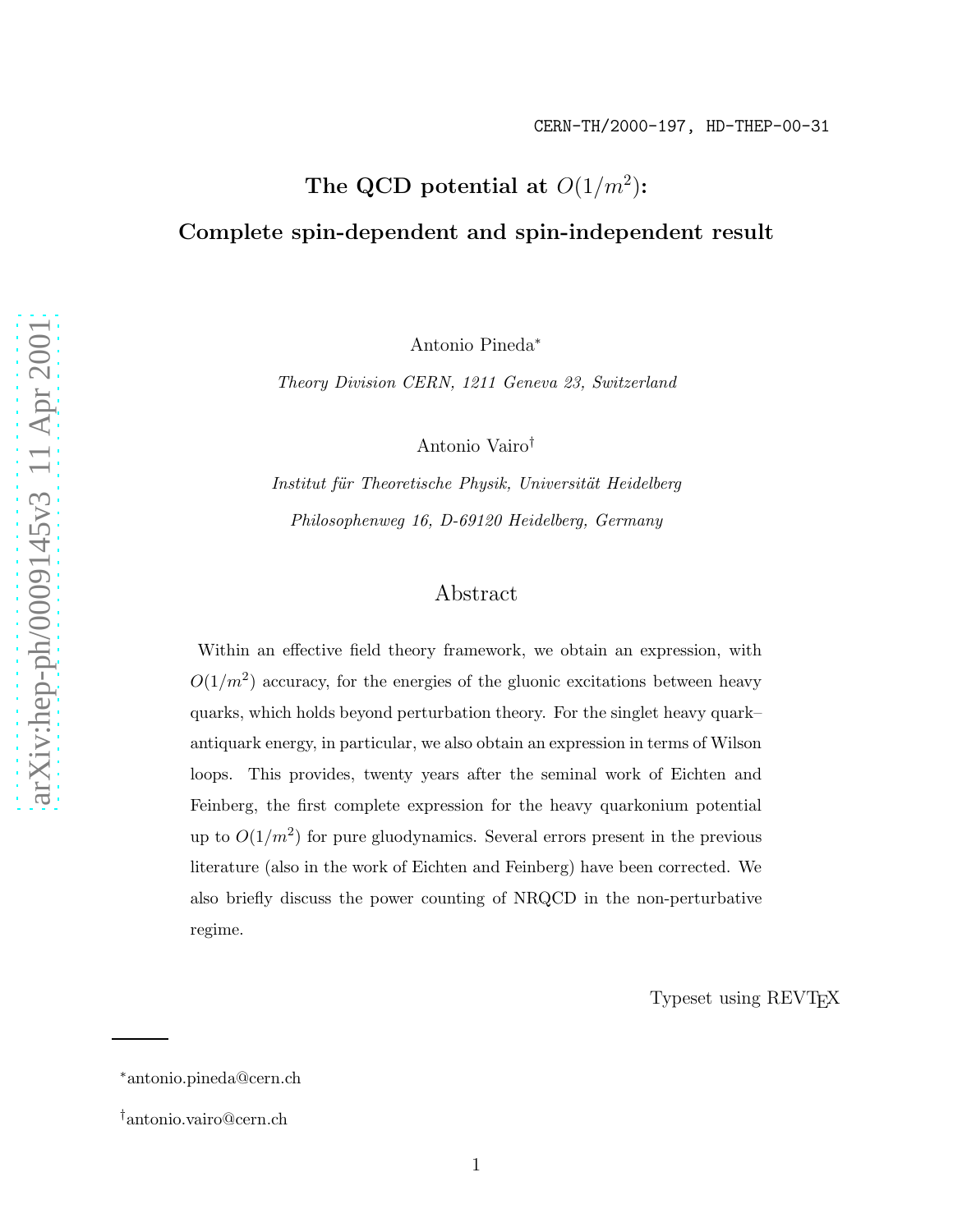CERN-TH/2000-197, HD-THEP-00-31

# The QCD potential at $O(1/m^2)$: Complete spin-dependent and spin-independent result

Antonio Pineda[*]

*Theory Division CERN, 1211 Geneva 23, Switzerland*

Antonio Vairo[†]

*Institut für Theoretische Physik, Universität Heidelberg*

*Philosophenweg 16, D-69120 Heidelberg, Germany*

## Abstract

Within an effective field theory framework, we obtain an expression, with $O(1/m^2)$ accuracy, for the energies of the gluonic excitations between heavy quarks, which holds beyond perturbation theory. For the singlet heavy quark–antiquark energy, in particular, we also obtain an expression in terms of Wilson loops. This provides, twenty years after the seminal work of Eichten and Feinberg, the first complete expression for the heavy quarkonium potential up to $O(1/m^2)$ for pure gluodynamics. Several errors present in the previous literature (also in the work of Eichten and Feinberg) have been corrected. We also briefly discuss the power counting of NRQCD in the non-perturbative regime.

Typeset using REVTEX

[*]antonio.pineda@cern.ch

[†]antonio.vairo@cern.ch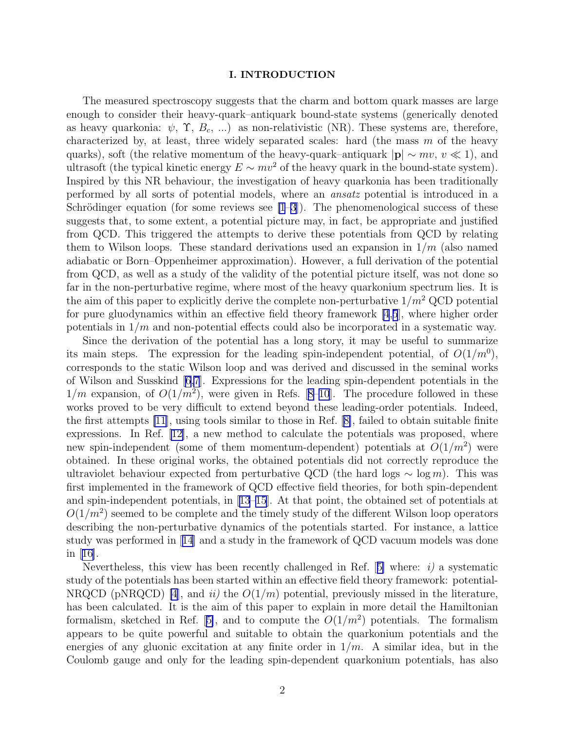## I. INTRODUCTION

The measured spectroscopy suggests that the charm and bottom quark masses are large enough to consider their heavy-quark–antiquark bound-state systems (generically denoted as heavy quarkonia: $\psi$, $\Upsilon$, $B_c$, ...) as non-relativistic (NR). These systems are, therefore, characterized by, at least, three widely separated scales: hard (the mass $m$ of the heavy quarks), soft (the relative momentum of the heavy-quark–antiquark $|\mathbf{p}| \sim mv$, $v \ll 1$), and ultrasoft (the typical kinetic energy $E \sim mv^2$ of the heavy quark in the bound-state system). Inspired by this NR behaviour, the investigation of heavy quarkonia has been traditionally performed by all sorts of potential models, where an *ansatz* potential is introduced in a Schrödinger equation (for some reviews see [1–3]). The phenomenological success of these suggests that, to some extent, a potential picture may, in fact, be appropriate and justified from QCD. This triggered the attempts to derive these potentials from QCD by relating them to Wilson loops. These standard derivations used an expansion in $1/m$ (also named adiabatic or Born–Oppenheimer approximation). However, a full derivation of the potential from QCD, as well as a study of the validity of the potential picture itself, was not done so far in the non-perturbative regime, where most of the heavy quarkonium spectrum lies. It is the aim of this paper to explicitly derive the complete non-perturbative $1/m^2$ QCD potential for pure gluodynamics within an effective field theory framework [4,5], where higher order potentials in $1/m$ and non-potential effects could also be incorporated in a systematic way.

Since the derivation of the potential has a long story, it may be useful to summarize its main steps. The expression for the leading spin-independent potential, of $O(1/m^0)$, corresponds to the static Wilson loop and was derived and discussed in the seminal works of Wilson and Susskind [6,7]. Expressions for the leading spin-dependent potentials in the $1/m$ expansion, of $O(1/m^2)$, were given in Refs. [8–10]. The procedure followed in these works proved to be very difficult to extend beyond these leading-order potentials. Indeed, the first attempts [11], using tools similar to those in Ref. [8], failed to obtain suitable finite expressions. In Ref. [12], a new method to calculate the potentials was proposed, where new spin-independent (some of them momentum-dependent) potentials at $O(1/m^2)$ were obtained. In these original works, the obtained potentials did not correctly reproduce the ultraviolet behaviour expected from perturbative QCD (the hard logs $\sim \log m$). This was first implemented in the framework of QCD effective field theories, for both spin-dependent and spin-independent potentials, in [13–15]. At that point, the obtained set of potentials at $O(1/m^2)$ seemed to be complete and the timely study of the different Wilson loop operators describing the non-perturbative dynamics of the potentials started. For instance, a lattice study was performed in [14] and a study in the framework of QCD vacuum models was done in [16].

Nevertheless, this view has been recently challenged in Ref. [5] where: *i)* a systematic study of the potentials has been started within an effective field theory framework: potential-NRQCD (pNRQCD) [4], and *ii)* the $O(1/m)$ potential, previously missed in the literature, has been calculated. It is the aim of this paper to explain in more detail the Hamiltonian formalism, sketched in Ref. [5], and to compute the $O(1/m^2)$ potentials. The formalism appears to be quite powerful and suitable to obtain the quarkonium potentials and the energies of any gluonic excitation at any finite order in $1/m$. A similar idea, but in the Coulomb gauge and only for the leading spin-dependent quarkonium potentials, has also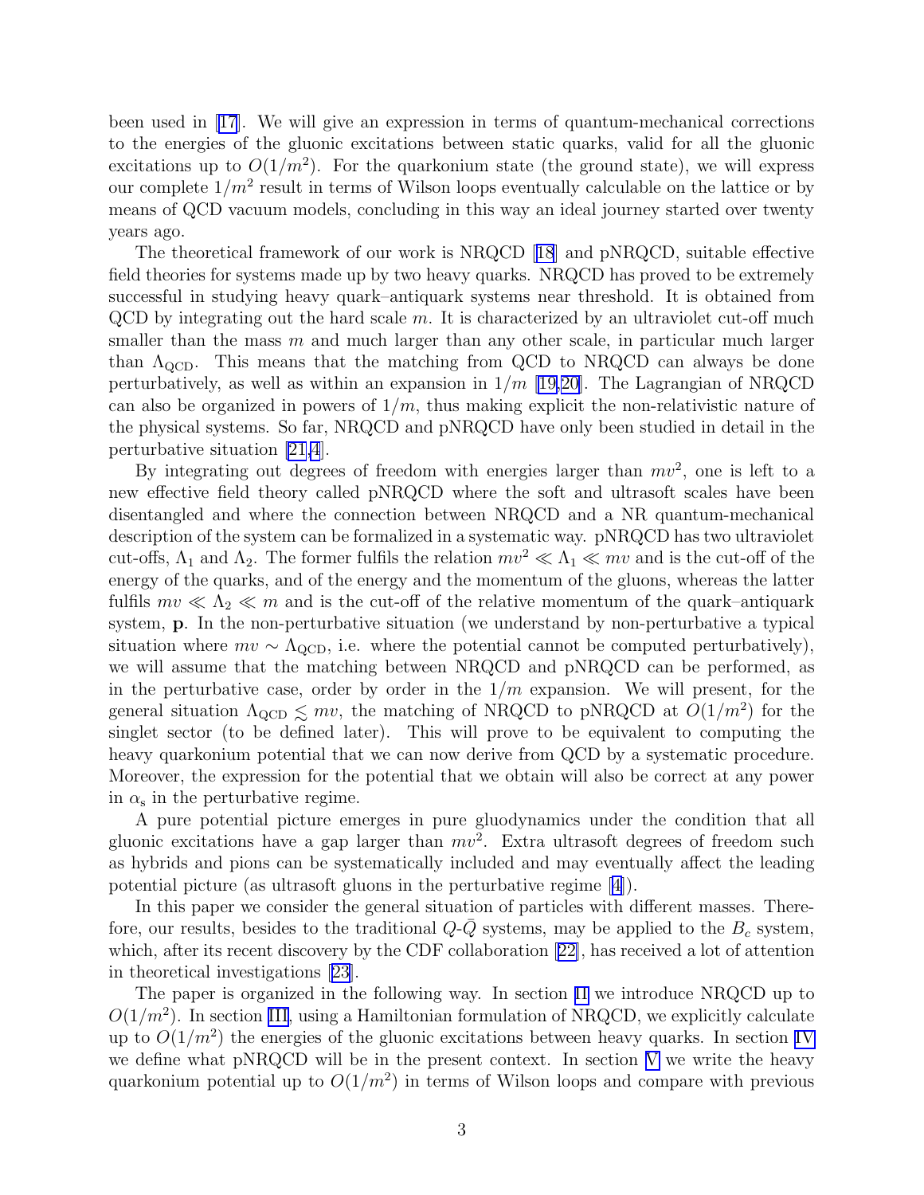been used in [17]. We will give an expression in terms of quantum-mechanical corrections to the energies of the gluonic excitations between static quarks, valid for all the gluonic excitations up to $O(1/m^2)$. For the quarkonium state (the ground state), we will express our complete $1/m^2$ result in terms of Wilson loops eventually calculable on the lattice or by means of QCD vacuum models, concluding in this way an ideal journey started over twenty years ago.

The theoretical framework of our work is NRQCD [18] and pNRQCD, suitable effective field theories for systems made up by two heavy quarks. NRQCD has proved to be extremely successful in studying heavy quark–antiquark systems near threshold. It is obtained from QCD by integrating out the hard scale $m$. It is characterized by an ultraviolet cut-off much smaller than the mass $m$ and much larger than any other scale, in particular much larger than $\Lambda_{\rm QCD}$. This means that the matching from QCD to NRQCD can always be done perturbatively, as well as within an expansion in $1/m$ [19,20]. The Lagrangian of NRQCD can also be organized in powers of $1/m$, thus making explicit the non-relativistic nature of the physical systems. So far, NRQCD and pNRQCD have only been studied in detail in the perturbative situation [21,4].

By integrating out degrees of freedom with energies larger than $mv^2$, one is left to a new effective field theory called pNRQCD where the soft and ultrasoft scales have been disentangled and where the connection between NRQCD and a NR quantum-mechanical description of the system can be formalized in a systematic way. pNRQCD has two ultraviolet cut-offs, $\Lambda_1$ and $\Lambda_2$. The former fulfils the relation $mv^2 \ll \Lambda_1 \ll mv$ and is the cut-off of the energy of the quarks, and of the energy and the momentum of the gluons, whereas the latter fulfils $mv \ll \Lambda_2 \ll m$ and is the cut-off of the relative momentum of the quark–antiquark system, $\mathbf{p}$. In the non-perturbative situation (we understand by non-perturbative a typical situation where $mv \sim \Lambda_{\rm QCD}$, i.e. where the potential cannot be computed perturbatively), we will assume that the matching between NRQCD and pNRQCD can be performed, as in the perturbative case, order by order in the $1/m$ expansion. We will present, for the general situation $\Lambda_{\rm QCD} \lesssim mv$, the matching of NRQCD to pNRQCD at $O(1/m^2)$ for the singlet sector (to be defined later). This will prove to be equivalent to computing the heavy quarkonium potential that we can now derive from QCD by a systematic procedure. Moreover, the expression for the potential that we obtain will also be correct at any power in $\alpha_{\rm s}$ in the perturbative regime.

A pure potential picture emerges in pure gluodynamics under the condition that all gluonic excitations have a gap larger than $mv^2$. Extra ultrasoft degrees of freedom such as hybrids and pions can be systematically included and may eventually affect the leading potential picture (as ultrasoft gluons in the perturbative regime [4]).

In this paper we consider the general situation of particles with different masses. Therefore, our results, besides to the traditional $Q$-$\bar{Q}$ systems, may be applied to the $B_c$ system, which, after its recent discovery by the CDF collaboration [22], has received a lot of attention in theoretical investigations [23].

The paper is organized in the following way. In section II we introduce NRQCD up to $O(1/m^2)$. In section III, using a Hamiltonian formulation of NRQCD, we explicitly calculate up to $O(1/m^2)$ the energies of the gluonic excitations between heavy quarks. In section IV we define what pNRQCD will be in the present context. In section V we write the heavy quarkonium potential up to $O(1/m^2)$ in terms of Wilson loops and compare with previous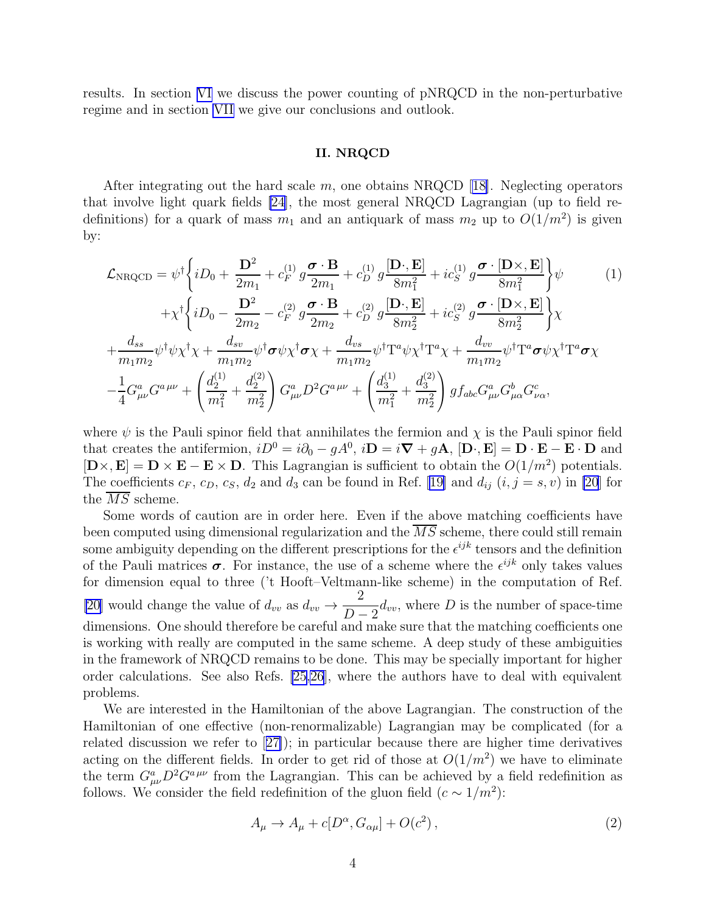results. In section VI we discuss the power counting of pNRQCD in the non-perturbative regime and in section VII we give our conclusions and outlook.

## II. NRQCD

After integrating out the hard scale $m$, one obtains NRQCD [18]. Neglecting operators that involve light quark fields [24], the most general NRQCD Lagrangian (up to field redefinitions) for a quark of mass $m_1$ and an antiquark of mass $m_2$ up to $O(1/m^2)$ is given by:

$$
\begin{aligned}
\mathcal{L}_{\rm NRQCD} = & \psi^\dagger \Bigg\{ iD_0 + \frac{\mathbf{D}^2}{2m_1} + c_F^{(1)}\, g\frac{\boldsymbol{\sigma}\cdot\mathbf{B}}{2m_1} + c_D^{(1)}\, g\frac{[\mathbf{D}\cdot,\mathbf{E}]}{8m_1^2} + ic_S^{(1)}\, g\frac{\boldsymbol{\sigma}\cdot[\mathbf{D}\times,\mathbf{E}]}{8m_1^2}\Bigg\}\psi \qquad (1)\\
& + \chi^\dagger \Bigg\{ iD_0 - \frac{\mathbf{D}^2}{2m_2} - c_F^{(2)}\, g\frac{\boldsymbol{\sigma}\cdot\mathbf{B}}{2m_2} + c_D^{(2)}\, g\frac{[\mathbf{D}\cdot,\mathbf{E}]}{8m_2^2} + ic_S^{(2)}\, g\frac{\boldsymbol{\sigma}\cdot[\mathbf{D}\times,\mathbf{E}]}{8m_2^2}\Bigg\}\chi \\
& + \frac{d_{ss}}{m_1 m_2}\psi^\dagger\psi\chi^\dagger\chi + \frac{d_{sv}}{m_1 m_2}\psi^\dagger\boldsymbol{\sigma}\psi\chi^\dagger\boldsymbol{\sigma}\chi + \frac{d_{vs}}{m_1 m_2}\psi^\dagger \mathrm{T}^a\psi\chi^\dagger \mathrm{T}^a\chi + \frac{d_{vv}}{m_1 m_2}\psi^\dagger \mathrm{T}^a\boldsymbol{\sigma}\psi\chi^\dagger \mathrm{T}^a\boldsymbol{\sigma}\chi \\
& - \frac{1}{4}G^a_{\mu\nu}G^{a\,\mu\nu} + \left(\frac{d_2^{(1)}}{m_1^2} + \frac{d_2^{(2)}}{m_2^2}\right) G^a_{\mu\nu}D^2 G^{a\,\mu\nu} + \left(\frac{d_3^{(1)}}{m_1^2} + \frac{d_3^{(2)}}{m_2^2}\right) g f_{abc} G^a_{\mu\nu}G^b_{\mu\alpha}G^c_{\nu\alpha},
\end{aligned}
$$

where $\psi$ is the Pauli spinor field that annihilates the fermion and $\chi$ is the Pauli spinor field that creates the antifermion, $iD^0 = i\partial_0 - gA^0$, $i\mathbf{D} = i\boldsymbol{\nabla} + g\mathbf{A}$, $[\mathbf{D}\cdot,\mathbf{E}] = \mathbf{D}\cdot\mathbf{E} - \mathbf{E}\cdot\mathbf{D}$ and $[\mathbf{D}\times,\mathbf{E}] = \mathbf{D}\times\mathbf{E} - \mathbf{E}\times\mathbf{D}$. This Lagrangian is sufficient to obtain the $O(1/m^2)$ potentials. The coefficients $c_F$, $c_D$, $c_S$, $d_2$ and $d_3$ can be found in Ref. [19] and $d_{ij}$ $(i,j = s,v)$ in [20] for the $\overline{MS}$ scheme.

Some words of caution are in order here. Even if the above matching coefficients have been computed using dimensional regularization and the $\overline{MS}$ scheme, there could still remain some ambiguity depending on the different prescriptions for the $\epsilon^{ijk}$ tensors and the definition of the Pauli matrices $\boldsymbol{\sigma}$. For instance, the use of a scheme where the $\epsilon^{ijk}$ only takes values for dimension equal to three ('t Hooft–Veltmann-like scheme) in the computation of Ref. [20] would change the value of $d_{vv}$ as $d_{vv} \to \dfrac{2}{D-2}d_{vv}$, where $D$ is the number of space-time dimensions. One should therefore be careful and make sure that the matching coefficients one is working with really are computed in the same scheme. A deep study of these ambiguities in the framework of NRQCD remains to be done. This may be specially important for higher order calculations. See also Refs. [25,26], where the authors have to deal with equivalent problems.

We are interested in the Hamiltonian of the above Lagrangian. The construction of the Hamiltonian of one effective (non-renormalizable) Lagrangian may be complicated (for a related discussion we refer to [27]); in particular because there are higher time derivatives acting on the different fields. In order to get rid of those at $O(1/m^2)$ we have to eliminate the term $G^a_{\mu\nu}D^2G^{a\,\mu\nu}$ from the Lagrangian. This can be achieved by a field redefinition as follows. We consider the field redefinition of the gluon field ($c \sim 1/m^2$):

$$
A_\mu \to A_\mu + c[D^\alpha, G_{\alpha\mu}] + O(c^2)\,, \qquad (2)
$$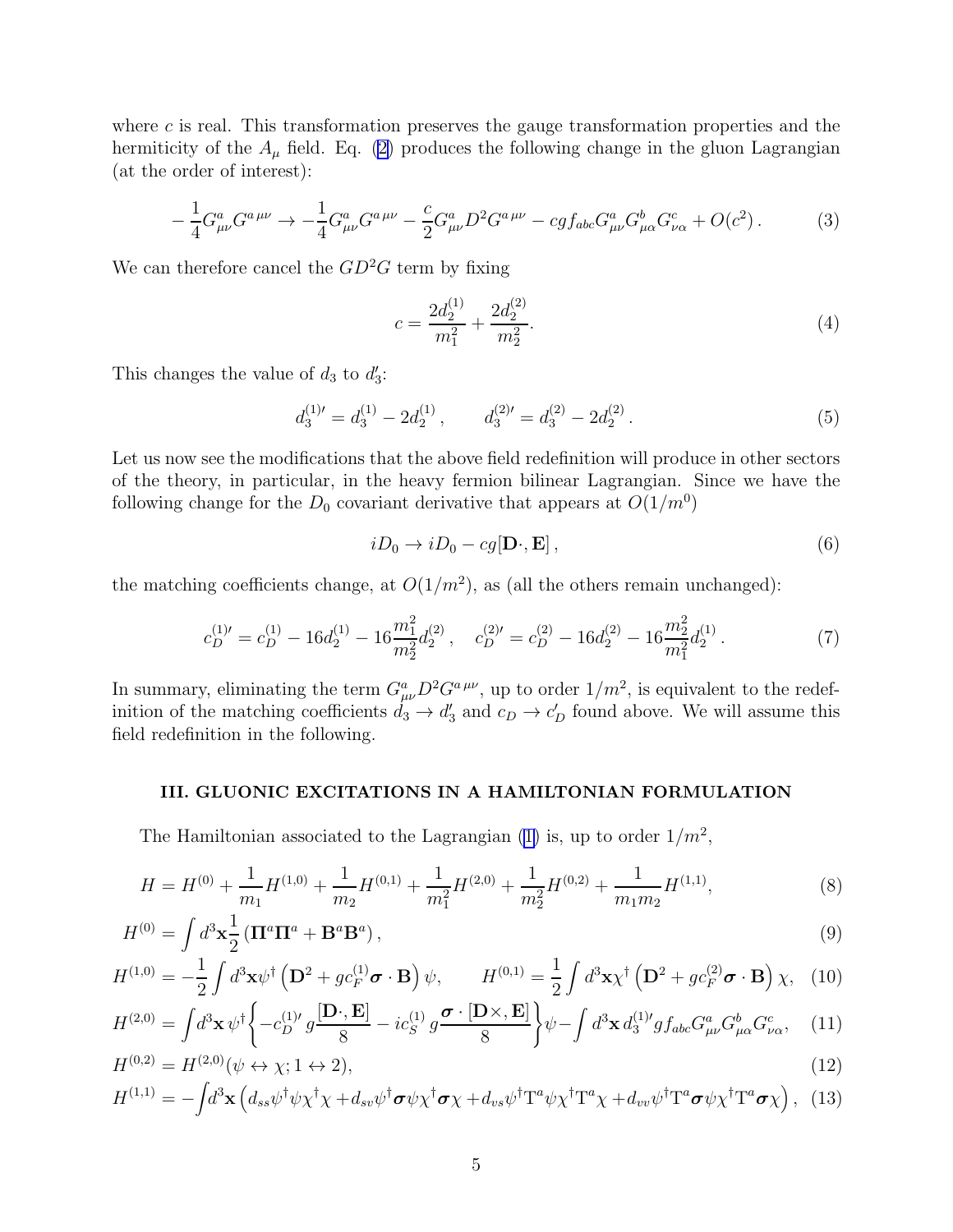where $c$ is real. This transformation preserves the gauge transformation properties and the hermiticity of the $A_\mu$ field. Eq. (2) produces the following change in the gluon Lagrangian (at the order of interest):

$$-\frac{1}{4}G^a_{\mu\nu}G^{a\,\mu\nu} \to -\frac{1}{4}G^a_{\mu\nu}G^{a\,\mu\nu} - \frac{c}{2}G^a_{\mu\nu}D^2G^{a\,\mu\nu} - cgf_{abc}G^a_{\mu\nu}G^b_{\mu\alpha}G^c_{\nu\alpha} + O(c^2)\,. \tag{3}$$

We can therefore cancel the $GD^2G$ term by fixing

$$c = \frac{2d_2^{(1)}}{m_1^2} + \frac{2d_2^{(2)}}{m_2^2}. \tag{4}$$

This changes the value of $d_3$ to $d_3'$:

$$d_3^{(1)\prime} = d_3^{(1)} - 2d_2^{(1)}\,, \qquad d_3^{(2)\prime} = d_3^{(2)} - 2d_2^{(2)}\,. \tag{5}$$

Let us now see the modifications that the above field redefinition will produce in other sectors of the theory, in particular, in the heavy fermion bilinear Lagrangian. Since we have the following change for the $D_0$ covariant derivative that appears at $O(1/m^0)$

$$iD_0 \to iD_0 - cg[\mathbf{D}\cdot, \mathbf{E}]\,, \tag{6}$$

the matching coefficients change, at $O(1/m^2)$, as (all the others remain unchanged):

$$c_D^{(1)\prime} = c_D^{(1)} - 16d_2^{(1)} - 16\frac{m_1^2}{m_2^2}d_2^{(2)}\,, \quad c_D^{(2)\prime} = c_D^{(2)} - 16d_2^{(2)} - 16\frac{m_2^2}{m_1^2}d_2^{(1)}\,. \tag{7}$$

In summary, eliminating the term $G^a_{\mu\nu}D^2G^{a\,\mu\nu}$, up to order $1/m^2$, is equivalent to the redefinition of the matching coefficients $d_3 \to d_3'$ and $c_D \to c_D'$ found above. We will assume this field redefinition in the following.

### III. GLUONIC EXCITATIONS IN A HAMILTONIAN FORMULATION

The Hamiltonian associated to the Lagrangian (1) is, up to order $1/m^2$,

$$H = H^{(0)} + \frac{1}{m_1}H^{(1,0)} + \frac{1}{m_2}H^{(0,1)} + \frac{1}{m_1^2}H^{(2,0)} + \frac{1}{m_2^2}H^{(0,2)} + \frac{1}{m_1 m_2}H^{(1,1)}, \tag{8}$$

$$H^{(0)} = \int d^3\mathbf{x}\frac{1}{2}\left(\mathbf{\Pi}^a\mathbf{\Pi}^a + \mathbf{B}^a\mathbf{B}^a\right), \tag{9}$$

$$H^{(1,0)} = -\frac{1}{2}\int d^3\mathbf{x}\psi^\dagger\left(\mathbf{D}^2 + gc_F^{(1)}\boldsymbol{\sigma}\cdot\mathbf{B}\right)\psi, \qquad H^{(0,1)} = \frac{1}{2}\int d^3\mathbf{x}\chi^\dagger\left(\mathbf{D}^2 + gc_F^{(2)}\boldsymbol{\sigma}\cdot\mathbf{B}\right)\chi, \tag{10}$$

$$H^{(2,0)} = \int d^3\mathbf{x}\,\psi^\dagger\left\{-c_D^{(1)\prime}\,g\frac{[\mathbf{D}\cdot, \mathbf{E}]}{8} - ic_S^{(1)}\,g\frac{\boldsymbol{\sigma}\cdot[\mathbf{D}\times, \mathbf{E}]}{8}\right\}\psi - \int d^3\mathbf{x}\,d_3^{(1)\prime}gf_{abc}G^a_{\mu\nu}G^b_{\mu\alpha}G^c_{\nu\alpha}, \tag{11}$$

$$H^{(0,2)} = H^{(2,0)}(\psi \leftrightarrow \chi; 1 \leftrightarrow 2), \tag{12}$$

$$H^{(1,1)} = -\int d^3\mathbf{x}\left(d_{ss}\psi^\dagger\psi\chi^\dagger\chi + d_{sv}\psi^\dagger\boldsymbol{\sigma}\psi\chi^\dagger\boldsymbol{\sigma}\chi + d_{vs}\psi^\dagger \mathrm{T}^a\psi\chi^\dagger \mathrm{T}^a\chi + d_{vv}\psi^\dagger \mathrm{T}^a\boldsymbol{\sigma}\psi\chi^\dagger \mathrm{T}^a\boldsymbol{\sigma}\chi\right), \tag{13}$$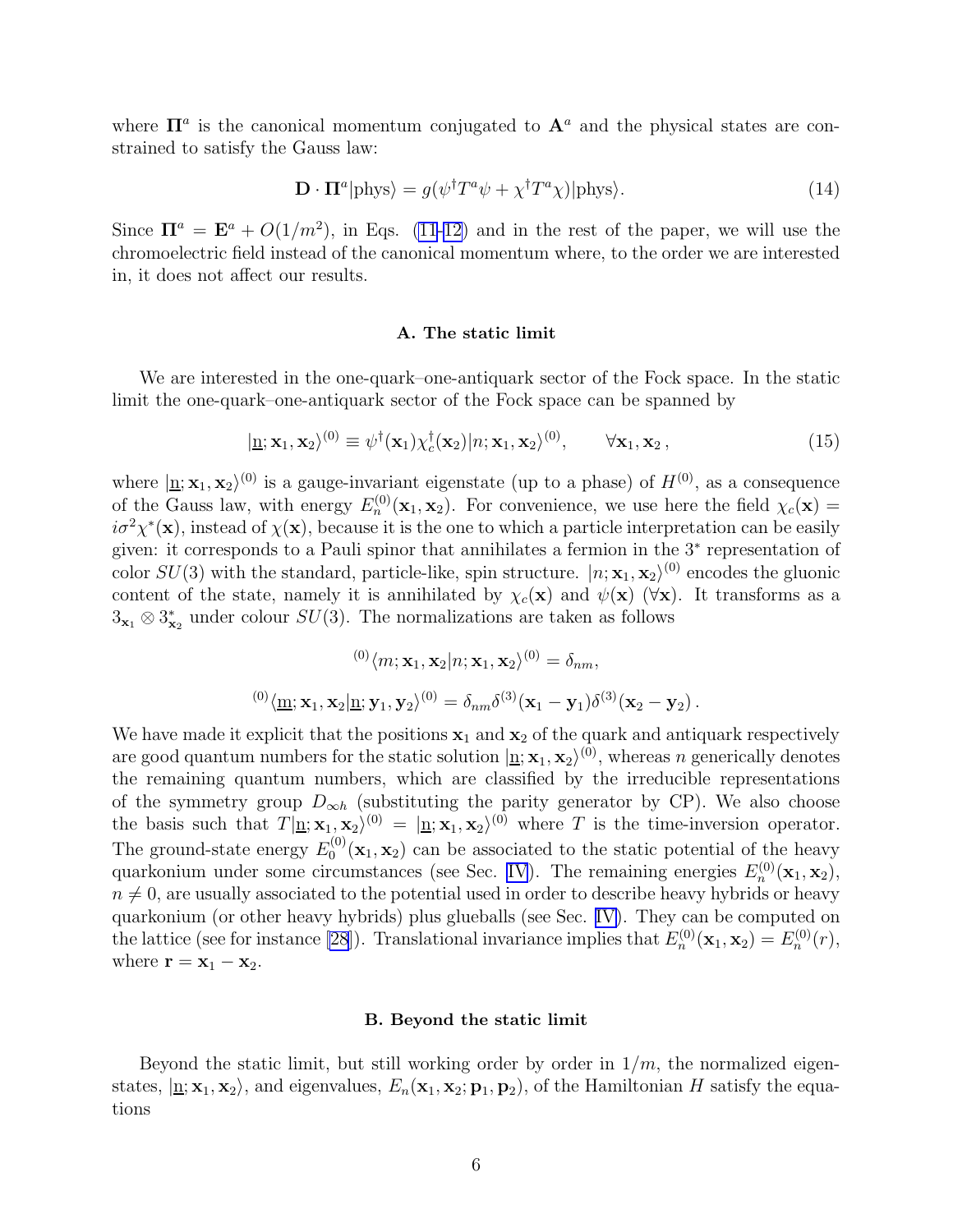where $\mathbf{\Pi}^a$ is the canonical momentum conjugated to $\mathbf{A}^a$ and the physical states are constrained to satisfy the Gauss law:

$$\mathbf{D} \cdot \mathbf{\Pi}^a |\text{phys}\rangle = g(\psi^\dagger T^a \psi + \chi^\dagger T^a \chi)|\text{phys}\rangle. \tag{14}$$

Since $\mathbf{\Pi}^a = \mathbf{E}^a + O(1/m^2)$, in Eqs. (11-12) and in the rest of the paper, we will use the chromoelectric field instead of the canonical momentum where, to the order we are interested in, it does not affect our results.

### A. The static limit

We are interested in the one-quark–one-antiquark sector of the Fock space. In the static limit the one-quark–one-antiquark sector of the Fock space can be spanned by

$$|\underline{\mathrm{n}}; \mathbf{x}_1, \mathbf{x}_2\rangle^{(0)} \equiv \psi^\dagger(\mathbf{x}_1)\chi_c^\dagger(\mathbf{x}_2)|n; \mathbf{x}_1, \mathbf{x}_2\rangle^{(0)}, \qquad \forall \mathbf{x}_1, \mathbf{x}_2\,, \tag{15}$$

where $|\underline{\mathrm{n}}; \mathbf{x}_1, \mathbf{x}_2\rangle^{(0)}$ is a gauge-invariant eigenstate (up to a phase) of $H^{(0)}$, as a consequence of the Gauss law, with energy $E_n^{(0)}(\mathbf{x}_1, \mathbf{x}_2)$. For convenience, we use here the field $\chi_c(\mathbf{x}) = i\sigma^2\chi^*(\mathbf{x})$, instead of $\chi(\mathbf{x})$, because it is the one to which a particle interpretation can be easily given: it corresponds to a Pauli spinor that annihilates a fermion in the $3^*$ representation of color $SU(3)$ with the standard, particle-like, spin structure. $|n; \mathbf{x}_1, \mathbf{x}_2\rangle^{(0)}$ encodes the gluonic content of the state, namely it is annihilated by $\chi_c(\mathbf{x})$ and $\psi(\mathbf{x})$ ($\forall \mathbf{x}$). It transforms as a $3_{\mathbf{x}_1} \otimes 3^*_{\mathbf{x}_2}$ under colour $SU(3)$. The normalizations are taken as follows

$$^{(0)}\langle m; \mathbf{x}_1, \mathbf{x}_2 | n; \mathbf{x}_1, \mathbf{x}_2\rangle^{(0)} = \delta_{nm},$$

$$^{(0)}\langle \underline{\mathrm{m}}; \mathbf{x}_1, \mathbf{x}_2 | \underline{\mathrm{n}}; \mathbf{y}_1, \mathbf{y}_2\rangle^{(0)} = \delta_{nm}\delta^{(3)}(\mathbf{x}_1 - \mathbf{y}_1)\delta^{(3)}(\mathbf{x}_2 - \mathbf{y}_2)\,.$$

We have made it explicit that the positions $\mathbf{x}_1$ and $\mathbf{x}_2$ of the quark and antiquark respectively are good quantum numbers for the static solution $|\underline{\mathrm{n}}; \mathbf{x}_1, \mathbf{x}_2\rangle^{(0)}$, whereas $n$ generically denotes the remaining quantum numbers, which are classified by the irreducible representations of the symmetry group $D_{\infty h}$ (substituting the parity generator by CP). We also choose the basis such that $T|\underline{\mathrm{n}}; \mathbf{x}_1, \mathbf{x}_2\rangle^{(0)} = |\underline{\mathrm{n}}; \mathbf{x}_1, \mathbf{x}_2\rangle^{(0)}$ where $T$ is the time-inversion operator. The ground-state energy $E_0^{(0)}(\mathbf{x}_1, \mathbf{x}_2)$ can be associated to the static potential of the heavy quarkonium under some circumstances (see Sec. IV). The remaining energies $E_n^{(0)}(\mathbf{x}_1, \mathbf{x}_2)$, $n \neq 0$, are usually associated to the potential used in order to describe heavy hybrids or heavy quarkonium (or other heavy hybrids) plus glueballs (see Sec. IV). They can be computed on the lattice (see for instance [28]). Translational invariance implies that $E_n^{(0)}(\mathbf{x}_1, \mathbf{x}_2) = E_n^{(0)}(r)$, where $\mathbf{r} = \mathbf{x}_1 - \mathbf{x}_2$.

### B. Beyond the static limit

Beyond the static limit, but still working order by order in $1/m$, the normalized eigenstates, $|\underline{\mathrm{n}}; \mathbf{x}_1, \mathbf{x}_2\rangle$, and eigenvalues, $E_n(\mathbf{x}_1, \mathbf{x}_2; \mathbf{p}_1, \mathbf{p}_2)$, of the Hamiltonian $H$ satisfy the equations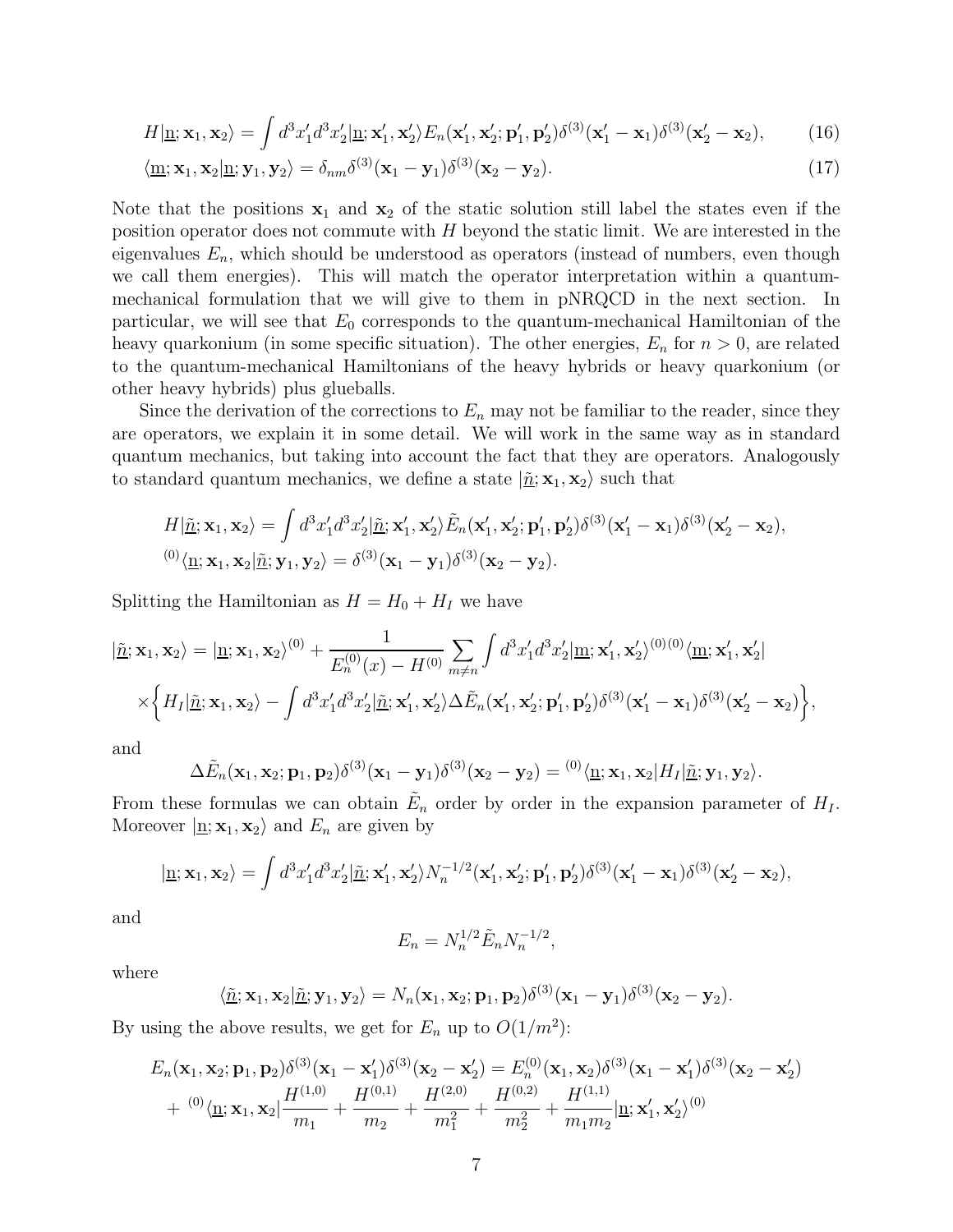$$H|\underline{\mathrm{n}};\mathbf{x}_1,\mathbf{x}_2\rangle = \int d^3x_1' d^3x_2' |\underline{\mathrm{n}};\mathbf{x}_1',\mathbf{x}_2'\rangle E_n(\mathbf{x}_1',\mathbf{x}_2';\mathbf{p}_1',\mathbf{p}_2')\delta^{(3)}(\mathbf{x}_1'-\mathbf{x}_1)\delta^{(3)}(\mathbf{x}_2'-\mathbf{x}_2), \tag{16}$$

$$\langle\underline{\mathrm{m}};\mathbf{x}_1,\mathbf{x}_2|\underline{\mathrm{n}};\mathbf{y}_1,\mathbf{y}_2\rangle = \delta_{nm}\delta^{(3)}(\mathbf{x}_1-\mathbf{y}_1)\delta^{(3)}(\mathbf{x}_2-\mathbf{y}_2). \tag{17}$$

Note that the positions $\mathbf{x}_1$ and $\mathbf{x}_2$ of the static solution still label the states even if the position operator does not commute with $H$ beyond the static limit. We are interested in the eigenvalues $E_n$, which should be understood as operators (instead of numbers, even though we call them energies). This will match the operator interpretation within a quantum-mechanical formulation that we will give to them in pNRQCD in the next section. In particular, we will see that $E_0$ corresponds to the quantum-mechanical Hamiltonian of the heavy quarkonium (in some specific situation). The other energies, $E_n$ for $n > 0$, are related to the quantum-mechanical Hamiltonians of the heavy hybrids or heavy quarkonium (or other heavy hybrids) plus glueballs.

Since the derivation of the corrections to $E_n$ may not be familiar to the reader, since they are operators, we explain it in some detail. We will work in the same way as in standard quantum mechanics, but taking into account the fact that they are operators. Analogously to standard quantum mechanics, we define a state $|\underline{\tilde{n}};\mathbf{x}_1,\mathbf{x}_2\rangle$ such that

$$H|\underline{\tilde{n}};\mathbf{x}_1,\mathbf{x}_2\rangle = \int d^3x_1' d^3x_2' |\underline{\tilde{n}};\mathbf{x}_1',\mathbf{x}_2'\rangle \tilde{E}_n(\mathbf{x}_1',\mathbf{x}_2';\mathbf{p}_1',\mathbf{p}_2')\delta^{(3)}(\mathbf{x}_1'-\mathbf{x}_1)\delta^{(3)}(\mathbf{x}_2'-\mathbf{x}_2),$$

$$^{(0)}\langle\underline{\mathrm{n}};\mathbf{x}_1,\mathbf{x}_2|\underline{\tilde{n}};\mathbf{y}_1,\mathbf{y}_2\rangle = \delta^{(3)}(\mathbf{x}_1-\mathbf{y}_1)\delta^{(3)}(\mathbf{x}_2-\mathbf{y}_2).$$

Splitting the Hamiltonian as $H = H_0 + H_I$ we have

$$|\underline{\tilde{n}};\mathbf{x}_1,\mathbf{x}_2\rangle = |\underline{\mathrm{n}};\mathbf{x}_1,\mathbf{x}_2\rangle^{(0)} + \frac{1}{E_n^{(0)}(x) - H^{(0)}}\sum_{m\neq n}\int d^3x_1' d^3x_2' |\underline{\mathrm{m}};\mathbf{x}_1',\mathbf{x}_2'\rangle^{(0)\,(0)}\langle\underline{\mathrm{m}};\mathbf{x}_1',\mathbf{x}_2'|$$
$$\times\Big\{H_I|\underline{\tilde{n}};\mathbf{x}_1,\mathbf{x}_2\rangle - \int d^3x_1' d^3x_2' |\underline{\tilde{n}};\mathbf{x}_1',\mathbf{x}_2'\rangle \Delta\tilde{E}_n(\mathbf{x}_1',\mathbf{x}_2';\mathbf{p}_1',\mathbf{p}_2')\delta^{(3)}(\mathbf{x}_1'-\mathbf{x}_1)\delta^{(3)}(\mathbf{x}_2'-\mathbf{x}_2)\Big\},$$

and

$$\Delta\tilde{E}_n(\mathbf{x}_1,\mathbf{x}_2;\mathbf{p}_1,\mathbf{p}_2)\delta^{(3)}(\mathbf{x}_1-\mathbf{y}_1)\delta^{(3)}(\mathbf{x}_2-\mathbf{y}_2) = {}^{(0)}\langle\underline{\mathrm{n}};\mathbf{x}_1,\mathbf{x}_2|H_I|\underline{\tilde{n}};\mathbf{y}_1,\mathbf{y}_2\rangle.$$

From these formulas we can obtain $\tilde{E}_n$ order by order in the expansion parameter of $H_I$. Moreover $|\underline{\mathrm{n}};\mathbf{x}_1,\mathbf{x}_2\rangle$ and $E_n$ are given by

$$|\underline{\mathrm{n}};\mathbf{x}_1,\mathbf{x}_2\rangle = \int d^3x_1' d^3x_2' |\underline{\tilde{n}};\mathbf{x}_1',\mathbf{x}_2'\rangle N_n^{-1/2}(\mathbf{x}_1',\mathbf{x}_2';\mathbf{p}_1',\mathbf{p}_2')\delta^{(3)}(\mathbf{x}_1'-\mathbf{x}_1)\delta^{(3)}(\mathbf{x}_2'-\mathbf{x}_2),$$

and

$$E_n = N_n^{1/2}\tilde{E}_n N_n^{-1/2},$$

where

$$\langle\underline{\tilde{n}};\mathbf{x}_1,\mathbf{x}_2|\underline{\tilde{n}};\mathbf{y}_1,\mathbf{y}_2\rangle = N_n(\mathbf{x}_1,\mathbf{x}_2;\mathbf{p}_1,\mathbf{p}_2)\delta^{(3)}(\mathbf{x}_1-\mathbf{y}_1)\delta^{(3)}(\mathbf{x}_2-\mathbf{y}_2).$$

By using the above results, we get for $E_n$ up to $O(1/m^2)$:

$$E_n(\mathbf{x}_1,\mathbf{x}_2;\mathbf{p}_1,\mathbf{p}_2)\delta^{(3)}(\mathbf{x}_1-\mathbf{x}_1')\delta^{(3)}(\mathbf{x}_2-\mathbf{x}_2') = E_n^{(0)}(\mathbf{x}_1,\mathbf{x}_2)\delta^{(3)}(\mathbf{x}_1-\mathbf{x}_1')\delta^{(3)}(\mathbf{x}_2-\mathbf{x}_2')$$
$$+\ {}^{(0)}\langle\underline{\mathrm{n}};\mathbf{x}_1,\mathbf{x}_2|\frac{H^{(1,0)}}{m_1} + \frac{H^{(0,1)}}{m_2} + \frac{H^{(2,0)}}{m_1^2} + \frac{H^{(0,2)}}{m_2^2} + \frac{H^{(1,1)}}{m_1 m_2}|\underline{\mathrm{n}};\mathbf{x}_1',\mathbf{x}_2'\rangle^{(0)}$$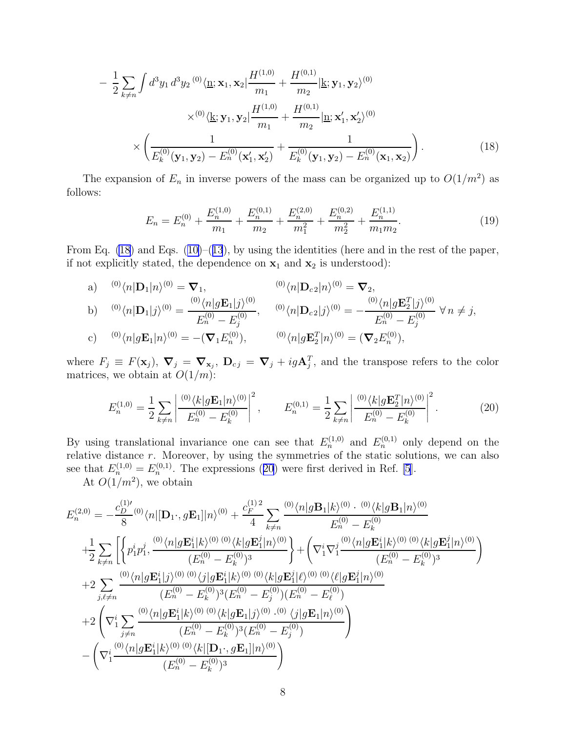$$
\begin{aligned}
&-\frac{1}{2}\sum_{k\neq n}\int d^3y_1\,d^3y_2\;{}^{(0)}\langle \underline{\mathrm{n}};\mathbf{x}_1,\mathbf{x}_2|\frac{H^{(1,0)}}{m_1}+\frac{H^{(0,1)}}{m_2}|\underline{\mathrm{k}};\mathbf{y}_1,\mathbf{y}_2\rangle^{(0)}\\
&\qquad\qquad\times{}^{(0)}\langle \underline{\mathrm{k}};\mathbf{y}_1,\mathbf{y}_2|\frac{H^{(1,0)}}{m_1}+\frac{H^{(0,1)}}{m_2}|\underline{\mathrm{n}};\mathbf{x}_1',\mathbf{x}_2'\rangle^{(0)}\\
&\qquad\times\left(\frac{1}{E_k^{(0)}(\mathbf{y}_1,\mathbf{y}_2)-E_n^{(0)}(\mathbf{x}_1',\mathbf{x}_2')}+\frac{1}{E_k^{(0)}(\mathbf{y}_1,\mathbf{y}_2)-E_n^{(0)}(\mathbf{x}_1,\mathbf{x}_2)}\right).
\end{aligned}
\tag{18}
$$

The expansion of $E_n$ in inverse powers of the mass can be organized up to $O(1/m^2)$ as follows:

$$
E_n = E_n^{(0)} + \frac{E_n^{(1,0)}}{m_1} + \frac{E_n^{(0,1)}}{m_2} + \frac{E_n^{(2,0)}}{m_1^2} + \frac{E_n^{(0,2)}}{m_2^2} + \frac{E_n^{(1,1)}}{m_1 m_2}. \tag{19}
$$

From Eq. (18) and Eqs. (10)–(13), by using the identities (here and in the rest of the paper, if not explicitly stated, the dependence on $\mathbf{x}_1$ and $\mathbf{x}_2$ is understood):

a) $\quad {}^{(0)}\langle n|\mathbf{D}_1|n\rangle^{(0)} = \boldsymbol{\nabla}_1, \qquad {}^{(0)}\langle n|\mathbf{D}_{c\,2}|n\rangle^{(0)} = \boldsymbol{\nabla}_2,$

b) $\quad {}^{(0)}\langle n|\mathbf{D}_1|j\rangle^{(0)} = \dfrac{{}^{(0)}\langle n|g\mathbf{E}_1|j\rangle^{(0)}}{E_n^{(0)}-E_j^{(0)}}, \qquad {}^{(0)}\langle n|\mathbf{D}_{c\,2}|j\rangle^{(0)} = -\dfrac{{}^{(0)}\langle n|g\mathbf{E}_2^T|j\rangle^{(0)}}{E_n^{(0)}-E_j^{(0)}} \;\forall\, n\neq j,$

c) $\quad {}^{(0)}\langle n|g\mathbf{E}_1|n\rangle^{(0)} = -(\boldsymbol{\nabla}_1 E_n^{(0)}), \qquad {}^{(0)}\langle n|g\mathbf{E}_2^T|n\rangle^{(0)} = (\boldsymbol{\nabla}_2 E_n^{(0)}),$

where $F_j \equiv F(\mathbf{x}_j)$, $\boldsymbol{\nabla}_j = \boldsymbol{\nabla}_{\mathbf{x}_j}$, $\mathbf{D}_{c\,j} = \boldsymbol{\nabla}_j + ig\mathbf{A}_j^T$, and the transpose refers to the color matrices, we obtain at $O(1/m)$:

$$
E_n^{(1,0)} = \frac{1}{2}\sum_{k\neq n}\left|\frac{{}^{(0)}\langle k|g\mathbf{E}_1|n\rangle^{(0)}}{E_n^{(0)}-E_k^{(0)}}\right|^2, \qquad E_n^{(0,1)} = \frac{1}{2}\sum_{k\neq n}\left|\frac{{}^{(0)}\langle k|g\mathbf{E}_2^T|n\rangle^{(0)}}{E_n^{(0)}-E_k^{(0)}}\right|^2. \tag{20}
$$

By using translational invariance one can see that $E_n^{(1,0)}$ and $E_n^{(0,1)}$ only depend on the relative distance $r$. Moreover, by using the symmetries of the static solutions, we can also see that $E_n^{(1,0)} = E_n^{(0,1)}$. The expressions (20) were first derived in Ref. [5].

At $O(1/m^2)$, we obtain

$$
\begin{aligned}
E_n^{(2,0)} =& -\frac{c_D^{(1)\prime}}{8}\,{}^{(0)}\langle n|[\mathbf{D}_1\cdot, g\mathbf{E}_1]|n\rangle^{(0)} + \frac{c_F^{(1)\,2}}{4}\sum_{k\neq n}\frac{{}^{(0)}\langle n|g\mathbf{B}_1|k\rangle^{(0)}\cdot\,{}^{(0)}\langle k|g\mathbf{B}_1|n\rangle^{(0)}}{E_n^{(0)}-E_k^{(0)}}\\
&+\frac{1}{2}\sum_{k\neq n}\left[\left\{p_1^i p_1^j, \frac{{}^{(0)}\langle n|g\mathbf{E}_1^i|k\rangle^{(0)}\,{}^{(0)}\langle k|g\mathbf{E}_1^j|n\rangle^{(0)}}{(E_n^{(0)}-E_k^{(0)})^3}\right\} + \left(\nabla_1^i\nabla_1^j\frac{{}^{(0)}\langle n|g\mathbf{E}_1^i|k\rangle^{(0)}\,{}^{(0)}\langle k|g\mathbf{E}_1^j|n\rangle^{(0)}}{(E_n^{(0)}-E_k^{(0)})^3}\right)\right.\\
&+2\sum_{j,\ell\neq n}\frac{{}^{(0)}\langle n|g\mathbf{E}_1^i|j\rangle^{(0)}\,{}^{(0)}\langle j|g\mathbf{E}_1^i|k\rangle^{(0)}\,{}^{(0)}\langle k|g\mathbf{E}_1^j|\ell\rangle^{(0)}\,{}^{(0)}\langle \ell|g\mathbf{E}_1^j|n\rangle^{(0)}}{(E_n^{(0)}-E_k^{(0)})^3(E_n^{(0)}-E_j^{(0)})(E_n^{(0)}-E_\ell^{(0)})}\\
&+2\left(\nabla_1^i\sum_{j\neq n}\frac{{}^{(0)}\langle n|g\mathbf{E}_1^i|k\rangle^{(0)}\,{}^{(0)}\langle k|g\mathbf{E}_1|j\rangle^{(0)}\cdot{}^{(0)}\langle j|g\mathbf{E}_1|n\rangle^{(0)}}{(E_n^{(0)}-E_k^{(0)})^3(E_n^{(0)}-E_j^{(0)})}\right)\\
&-\left(\nabla_1^i\frac{{}^{(0)}\langle n|g\mathbf{E}_1^i|k\rangle^{(0)}\,{}^{(0)}\langle k|[\mathbf{D}_1\cdot, g\mathbf{E}_1]|n\rangle^{(0)}}{(E_n^{(0)}-E_k^{(0)})^3}\right)
\end{aligned}
$$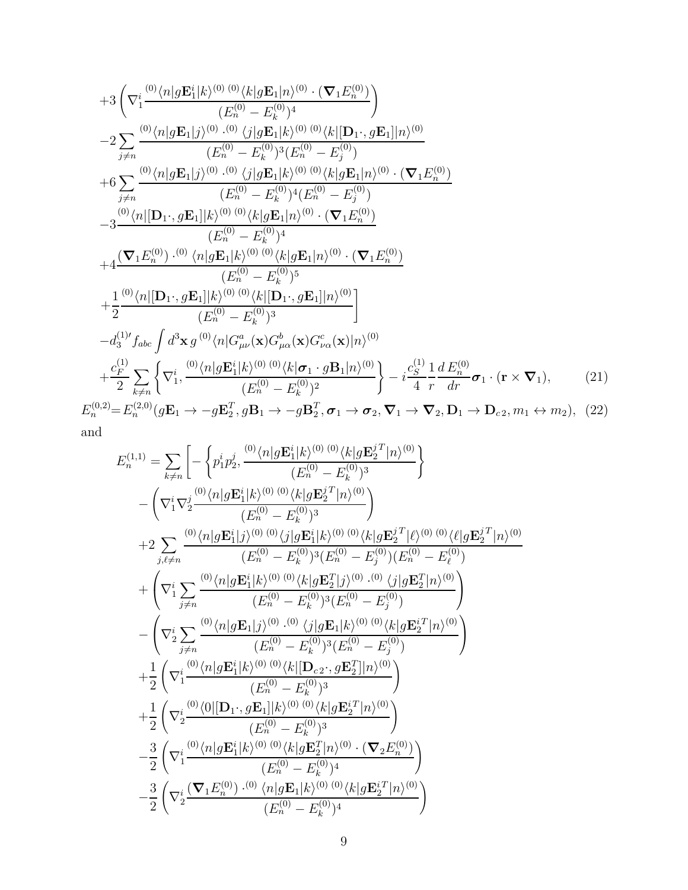$$
\begin{aligned}
&+3\left(\nabla_1^i \frac{{}^{(0)}\langle n|g\mathbf{E}_1^i|k\rangle^{(0)}\,{}^{(0)}\langle k|g\mathbf{E}_1|n\rangle^{(0)}\cdot(\boldsymbol{\nabla}_1 E_n^{(0)})}{(E_n^{(0)}-E_k^{(0)})^4}\right)\\
&-2\sum_{j\neq n}\frac{{}^{(0)}\langle n|g\mathbf{E}_1|j\rangle^{(0)}\cdot{}^{(0)}\langle j|g\mathbf{E}_1|k\rangle^{(0)}\,{}^{(0)}\langle k|[\mathbf{D}_1\cdot,g\mathbf{E}_1]|n\rangle^{(0)}}{(E_n^{(0)}-E_k^{(0)})^3(E_n^{(0)}-E_j^{(0)})}\\
&+6\sum_{j\neq n}\frac{{}^{(0)}\langle n|g\mathbf{E}_1|j\rangle^{(0)}\cdot{}^{(0)}\langle j|g\mathbf{E}_1|k\rangle^{(0)}\,{}^{(0)}\langle k|g\mathbf{E}_1|n\rangle^{(0)}\cdot(\boldsymbol{\nabla}_1 E_n^{(0)})}{(E_n^{(0)}-E_k^{(0)})^4(E_n^{(0)}-E_j^{(0)})}\\
&-3\frac{{}^{(0)}\langle n|[\mathbf{D}_1\cdot,g\mathbf{E}_1]|k\rangle^{(0)}\,{}^{(0)}\langle k|g\mathbf{E}_1|n\rangle^{(0)}\cdot(\boldsymbol{\nabla}_1 E_n^{(0)})}{(E_n^{(0)}-E_k^{(0)})^4}\\
&+4\frac{(\boldsymbol{\nabla}_1 E_n^{(0)})\cdot{}^{(0)}\langle n|g\mathbf{E}_1|k\rangle^{(0)}\,{}^{(0)}\langle k|g\mathbf{E}_1|n\rangle^{(0)}\cdot(\boldsymbol{\nabla}_1 E_n^{(0)})}{(E_n^{(0)}-E_k^{(0)})^5}\\
&+\frac{1}{2}\frac{{}^{(0)}\langle n|[\mathbf{D}_1\cdot,g\mathbf{E}_1]|k\rangle^{(0)}\,{}^{(0)}\langle k|[\mathbf{D}_1\cdot,g\mathbf{E}_1]|n\rangle^{(0)}}{(E_n^{(0)}-E_k^{(0)})^3}\Bigg]\\
&-d_3^{(1)\prime}f_{abc}\int d^3\mathbf{x}\,g\,{}^{(0)}\langle n|G^a_{\mu\nu}(\mathbf{x})G^b_{\mu\alpha}(\mathbf{x})G^c_{\nu\alpha}(\mathbf{x})|n\rangle^{(0)}\\
&+\frac{c_F^{(1)}}{2}\sum_{k\neq n}\left\{\nabla_1^i,\frac{{}^{(0)}\langle n|g\mathbf{E}_1^i|k\rangle^{(0)}\,{}^{(0)}\langle k|\boldsymbol{\sigma}_1\cdot g\mathbf{B}_1|n\rangle^{(0)}}{(E_n^{(0)}-E_k^{(0)})^2}\right\}-i\frac{c_S^{(1)}}{4}\frac{1}{r}\frac{d\,E_n^{(0)}}{dr}\boldsymbol{\sigma}_1\cdot(\mathbf{r}\times\boldsymbol{\nabla}_1), \qquad (21)
\end{aligned}
$$

$$
E_n^{(0,2)}=E_n^{(2,0)}(g\mathbf{E}_1\to -g\mathbf{E}_2^T, g\mathbf{B}_1\to -g\mathbf{B}_2^T,\boldsymbol{\sigma}_1\to\boldsymbol{\sigma}_2,\boldsymbol{\nabla}_1\to\boldsymbol{\nabla}_2,\mathbf{D}_1\to\mathbf{D}_{c\,2},m_1\leftrightarrow m_2), \quad (22)
$$

and

$$
\begin{aligned}
E_n^{(1,1)}=\sum_{k\neq n}\Bigg[&-\left\{p_1^ip_2^j,\frac{{}^{(0)}\langle n|g\mathbf{E}_1^i|k\rangle^{(0)}\,{}^{(0)}\langle k|g\mathbf{E}_2^{j\,T}|n\rangle^{(0)}}{(E_n^{(0)}-E_k^{(0)})^3}\right\}\\
&-\left(\nabla_1^i\nabla_2^j\frac{{}^{(0)}\langle n|g\mathbf{E}_1^i|k\rangle^{(0)}\,{}^{(0)}\langle k|g\mathbf{E}_2^{j\,T}|n\rangle^{(0)}}{(E_n^{(0)}-E_k^{(0)})^3}\right)\\
&+2\sum_{j,\ell\neq n}\frac{{}^{(0)}\langle n|g\mathbf{E}_1^i|j\rangle^{(0)}\,{}^{(0)}\langle j|g\mathbf{E}_1^i|k\rangle^{(0)}\,{}^{(0)}\langle k|g\mathbf{E}_2^{j\,T}|\ell\rangle^{(0)}\,{}^{(0)}\langle \ell|g\mathbf{E}_2^{j\,T}|n\rangle^{(0)}}{(E_n^{(0)}-E_k^{(0)})^3(E_n^{(0)}-E_j^{(0)})(E_n^{(0)}-E_\ell^{(0)})}\\
&+\left(\nabla_1^i\sum_{j\neq n}\frac{{}^{(0)}\langle n|g\mathbf{E}_1^i|k\rangle^{(0)}\,{}^{(0)}\langle k|g\mathbf{E}_2^T|j\rangle^{(0)}\cdot{}^{(0)}\langle j|g\mathbf{E}_2^T|n\rangle^{(0)}}{(E_n^{(0)}-E_k^{(0)})^3(E_n^{(0)}-E_j^{(0)})}\right)\\
&-\left(\nabla_2^i\sum_{j\neq n}\frac{{}^{(0)}\langle n|g\mathbf{E}_1|j\rangle^{(0)}\cdot{}^{(0)}\langle j|g\mathbf{E}_1|k\rangle^{(0)}\,{}^{(0)}\langle k|g\mathbf{E}_2^{i\,T}|n\rangle^{(0)}}{(E_n^{(0)}-E_k^{(0)})^3(E_n^{(0)}-E_j^{(0)})}\right)\\
&+\frac{1}{2}\left(\nabla_1^i\frac{{}^{(0)}\langle n|g\mathbf{E}_1^i|k\rangle^{(0)}\,{}^{(0)}\langle k|[\mathbf{D}_{c\,2}\cdot,g\mathbf{E}_2^T]|n\rangle^{(0)}}{(E_n^{(0)}-E_k^{(0)})^3}\right)\\
&+\frac{1}{2}\left(\nabla_2^i\frac{{}^{(0)}\langle 0|[\mathbf{D}_1\cdot,g\mathbf{E}_1]|k\rangle^{(0)}\,{}^{(0)}\langle k|g\mathbf{E}_2^{i\,T}|n\rangle^{(0)}}{(E_n^{(0)}-E_k^{(0)})^3}\right)\\
&-\frac{3}{2}\left(\nabla_1^i\frac{{}^{(0)}\langle n|g\mathbf{E}_1^i|k\rangle^{(0)}\,{}^{(0)}\langle k|g\mathbf{E}_2^T|n\rangle^{(0)}\cdot(\boldsymbol{\nabla}_2 E_n^{(0)})}{(E_n^{(0)}-E_k^{(0)})^4}\right)\\
&-\frac{3}{2}\left(\nabla_2^i\frac{(\boldsymbol{\nabla}_1 E_n^{(0)})\cdot{}^{(0)}\langle n|g\mathbf{E}_1|k\rangle^{(0)}\,{}^{(0)}\langle k|g\mathbf{E}_2^{i\,T}|n\rangle^{(0)}}{(E_n^{(0)}-E_k^{(0)})^4}\right)
\end{aligned}
$$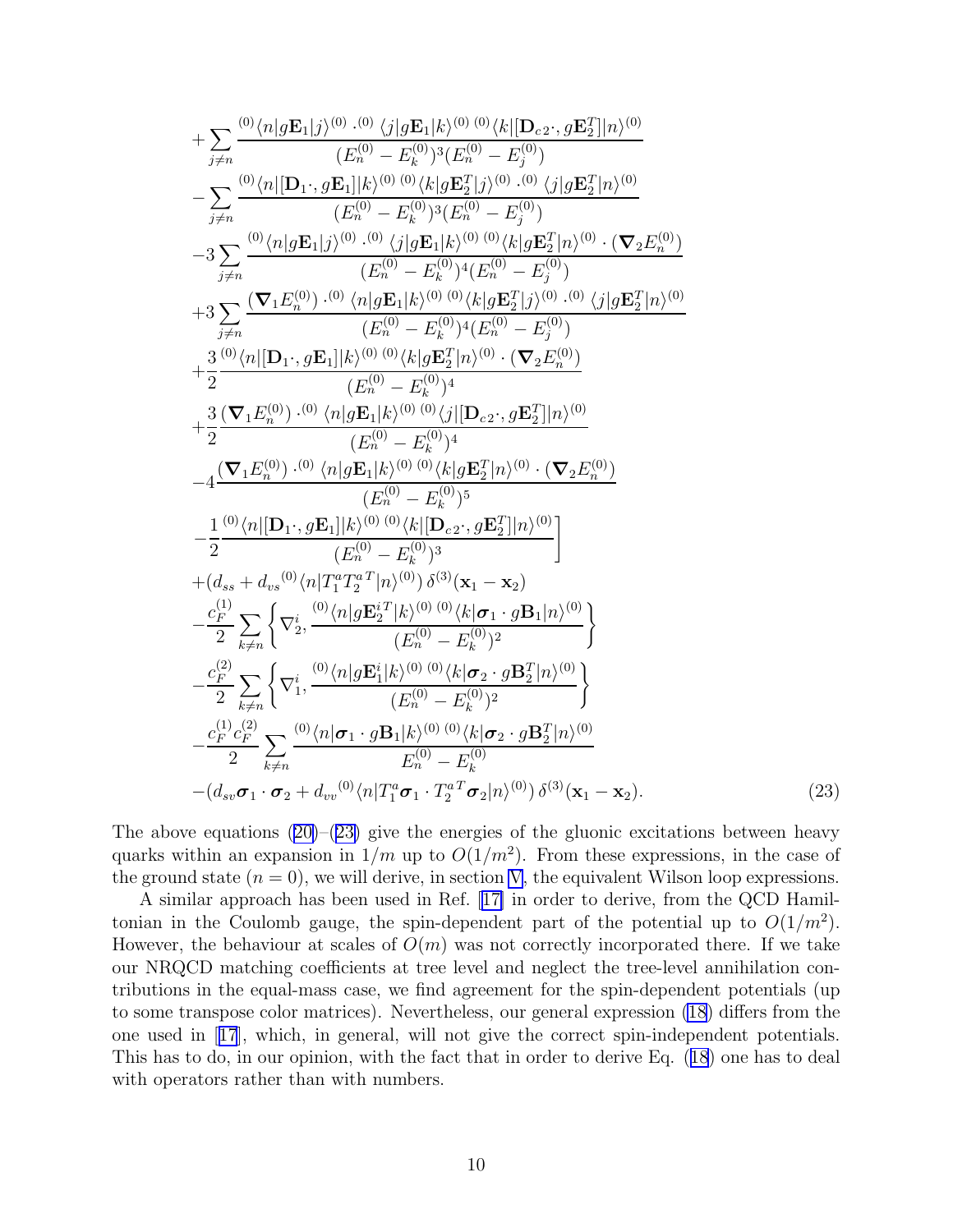$$
\begin{aligned}
&+\sum_{j\neq n}\frac{{}^{(0)}\langle n|g\mathbf{E}_1|j\rangle^{(0)}\cdot{}^{(0)}\langle j|g\mathbf{E}_1|k\rangle^{(0)}\,{}^{(0)}\langle k|[\mathbf{D}_{c\,2}\cdot,g\mathbf{E}_2^T]|n\rangle^{(0)}}{(E_n^{(0)}-E_k^{(0)})^3(E_n^{(0)}-E_j^{(0)})}\\
&-\sum_{j\neq n}\frac{{}^{(0)}\langle n|[\mathbf{D}_1\cdot,g\mathbf{E}_1]|k\rangle^{(0)}\,{}^{(0)}\langle k|g\mathbf{E}_2^T|j\rangle^{(0)}\cdot{}^{(0)}\langle j|g\mathbf{E}_2^T|n\rangle^{(0)}}{(E_n^{(0)}-E_k^{(0)})^3(E_n^{(0)}-E_j^{(0)})}\\
&-3\sum_{j\neq n}\frac{{}^{(0)}\langle n|g\mathbf{E}_1|j\rangle^{(0)}\cdot{}^{(0)}\langle j|g\mathbf{E}_1|k\rangle^{(0)}\,{}^{(0)}\langle k|g\mathbf{E}_2^T|n\rangle^{(0)}\cdot(\boldsymbol{\nabla}_2E_n^{(0)})}{(E_n^{(0)}-E_k^{(0)})^4(E_n^{(0)}-E_j^{(0)})}\\
&+3\sum_{j\neq n}\frac{(\boldsymbol{\nabla}_1E_n^{(0)})\cdot{}^{(0)}\langle n|g\mathbf{E}_1|k\rangle^{(0)}\,{}^{(0)}\langle k|g\mathbf{E}_2^T|j\rangle^{(0)}\cdot{}^{(0)}\langle j|g\mathbf{E}_2^T|n\rangle^{(0)}}{(E_n^{(0)}-E_k^{(0)})^4(E_n^{(0)}-E_j^{(0)})}\\
&+\frac{3}{2}\frac{{}^{(0)}\langle n|[\mathbf{D}_1\cdot,g\mathbf{E}_1]|k\rangle^{(0)}\,{}^{(0)}\langle k|g\mathbf{E}_2^T|n\rangle^{(0)}\cdot(\boldsymbol{\nabla}_2E_n^{(0)})}{(E_n^{(0)}-E_k^{(0)})^4}\\
&+\frac{3}{2}\frac{(\boldsymbol{\nabla}_1E_n^{(0)})\cdot{}^{(0)}\langle n|g\mathbf{E}_1|k\rangle^{(0)}\,{}^{(0)}\langle j|[\mathbf{D}_{c\,2}\cdot,g\mathbf{E}_2^T]|n\rangle^{(0)}}{(E_n^{(0)}-E_k^{(0)})^4}\\
&-4\frac{(\boldsymbol{\nabla}_1E_n^{(0)})\cdot{}^{(0)}\langle n|g\mathbf{E}_1|k\rangle^{(0)}\,{}^{(0)}\langle k|g\mathbf{E}_2^T|n\rangle^{(0)}\cdot(\boldsymbol{\nabla}_2E_n^{(0)})}{(E_n^{(0)}-E_k^{(0)})^5}\\
&\left.-\frac{1}{2}\frac{{}^{(0)}\langle n|[\mathbf{D}_1\cdot,g\mathbf{E}_1]|k\rangle^{(0)}\,{}^{(0)}\langle k|[\mathbf{D}_{c\,2}\cdot,g\mathbf{E}_2^T]|n\rangle^{(0)}}{(E_n^{(0)}-E_k^{(0)})^3}\right]\\
&+(d_{ss}+d_{vs}\,{}^{(0)}\langle n|T_1^aT_2^{a\,T}|n\rangle^{(0)})\,\delta^{(3)}(\mathbf{x}_1-\mathbf{x}_2)\\
&-\frac{c_F^{(1)}}{2}\sum_{k\neq n}\left\{\nabla_2^i,\frac{{}^{(0)}\langle n|g\mathbf{E}_2^{i\,T}|k\rangle^{(0)}\,{}^{(0)}\langle k|\boldsymbol{\sigma}_1\cdot g\mathbf{B}_1|n\rangle^{(0)}}{(E_n^{(0)}-E_k^{(0)})^2}\right\}\\
&-\frac{c_F^{(2)}}{2}\sum_{k\neq n}\left\{\nabla_1^i,\frac{{}^{(0)}\langle n|g\mathbf{E}_1^{i}|k\rangle^{(0)}\,{}^{(0)}\langle k|\boldsymbol{\sigma}_2\cdot g\mathbf{B}_2^T|n\rangle^{(0)}}{(E_n^{(0)}-E_k^{(0)})^2}\right\}\\
&-\frac{c_F^{(1)}c_F^{(2)}}{2}\sum_{k\neq n}\frac{{}^{(0)}\langle n|\boldsymbol{\sigma}_1\cdot g\mathbf{B}_1|k\rangle^{(0)}\,{}^{(0)}\langle k|\boldsymbol{\sigma}_2\cdot g\mathbf{B}_2^T|n\rangle^{(0)}}{E_n^{(0)}-E_k^{(0)}}\\
&-(d_{sv}\boldsymbol{\sigma}_1\cdot\boldsymbol{\sigma}_2+d_{vv}\,{}^{(0)}\langle n|T_1^a\boldsymbol{\sigma}_1\cdot T_2^{a\,T}\boldsymbol{\sigma}_2|n\rangle^{(0)})\,\delta^{(3)}(\mathbf{x}_1-\mathbf{x}_2).
\end{aligned}
\tag{23}
$$

The above equations (20)–(23) give the energies of the gluonic excitations between heavy quarks within an expansion in $1/m$ up to $O(1/m^2)$. From these expressions, in the case of the ground state ($n=0$), we will derive, in section V, the equivalent Wilson loop expressions.

A similar approach has been used in Ref. [17] in order to derive, from the QCD Hamiltonian in the Coulomb gauge, the spin-dependent part of the potential up to $O(1/m^2)$. However, the behaviour at scales of $O(m)$ was not correctly incorporated there. If we take our NRQCD matching coefficients at tree level and neglect the tree-level annihilation contributions in the equal-mass case, we find agreement for the spin-dependent potentials (up to some transpose color matrices). Nevertheless, our general expression (18) differs from the one used in [17], which, in general, will not give the correct spin-independent potentials. This has to do, in our opinion, with the fact that in order to derive Eq. (18) one has to deal with operators rather than with numbers.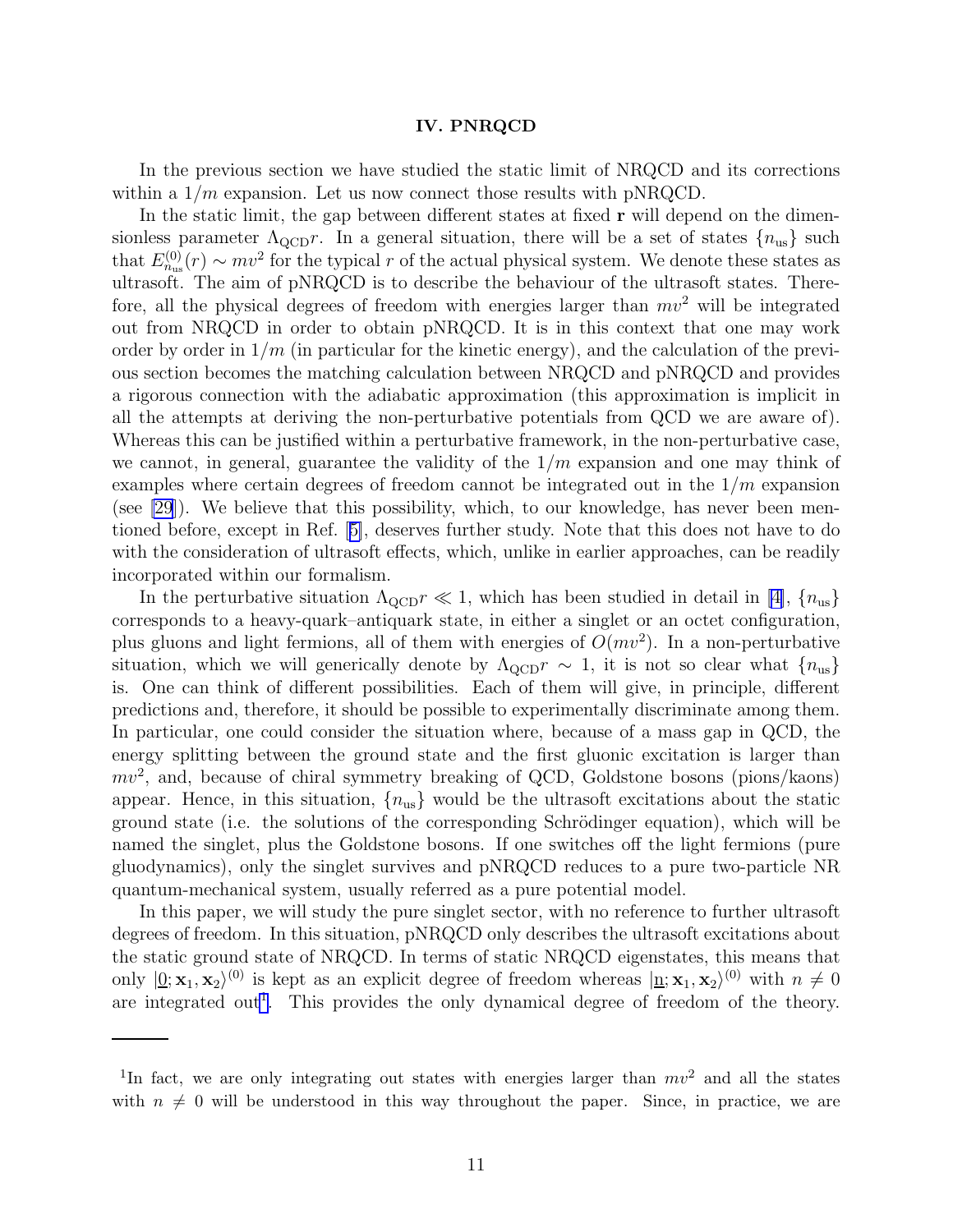## IV. PNRQCD

In the previous section we have studied the static limit of NRQCD and its corrections within a $1/m$ expansion. Let us now connect those results with pNRQCD.

In the static limit, the gap between different states at fixed $\mathbf{r}$ will depend on the dimensionless parameter $\Lambda_{\rm QCD}r$. In a general situation, there will be a set of states $\{n_{\rm us}\}$ such that $E^{(0)}_{n_{\rm us}}(r) \sim mv^2$ for the typical $r$ of the actual physical system. We denote these states as ultrasoft. The aim of pNRQCD is to describe the behaviour of the ultrasoft states. Therefore, all the physical degrees of freedom with energies larger than $mv^2$ will be integrated out from NRQCD in order to obtain pNRQCD. It is in this context that one may work order by order in $1/m$ (in particular for the kinetic energy), and the calculation of the previous section becomes the matching calculation between NRQCD and pNRQCD and provides a rigorous connection with the adiabatic approximation (this approximation is implicit in all the attempts at deriving the non-perturbative potentials from QCD we are aware of). Whereas this can be justified within a perturbative framework, in the non-perturbative case, we cannot, in general, guarantee the validity of the $1/m$ expansion and one may think of examples where certain degrees of freedom cannot be integrated out in the $1/m$ expansion (see [29]). We believe that this possibility, which, to our knowledge, has never been mentioned before, except in Ref. [5], deserves further study. Note that this does not have to do with the consideration of ultrasoft effects, which, unlike in earlier approaches, can be readily incorporated within our formalism.

In the perturbative situation $\Lambda_{\rm QCD}r \ll 1$, which has been studied in detail in [4], $\{n_{\rm us}\}$ corresponds to a heavy-quark–antiquark state, in either a singlet or an octet configuration, plus gluons and light fermions, all of them with energies of $O(mv^2)$. In a non-perturbative situation, which we will generically denote by $\Lambda_{\rm QCD}r \sim 1$, it is not so clear what $\{n_{\rm us}\}$ is. One can think of different possibilities. Each of them will give, in principle, different predictions and, therefore, it should be possible to experimentally discriminate among them. In particular, one could consider the situation where, because of a mass gap in QCD, the energy splitting between the ground state and the first gluonic excitation is larger than $mv^2$, and, because of chiral symmetry breaking of QCD, Goldstone bosons (pions/kaons) appear. Hence, in this situation, $\{n_{\rm us}\}$ would be the ultrasoft excitations about the static ground state (i.e. the solutions of the corresponding Schrödinger equation), which will be named the singlet, plus the Goldstone bosons. If one switches off the light fermions (pure gluodynamics), only the singlet survives and pNRQCD reduces to a pure two-particle NR quantum-mechanical system, usually referred as a pure potential model.

In this paper, we will study the pure singlet sector, with no reference to further ultrasoft degrees of freedom. In this situation, pNRQCD only describes the ultrasoft excitations about the static ground state of NRQCD. In terms of static NRQCD eigenstates, this means that only $|\underline{0};\mathbf{x}_1,\mathbf{x}_2\rangle^{(0)}$ is kept as an explicit degree of freedom whereas $|\underline{n};\mathbf{x}_1,\mathbf{x}_2\rangle^{(0)}$ with $n \neq 0$ are integrated out[1]. This provides the only dynamical degree of freedom of the theory.

---

[1]In fact, we are only integrating out states with energies larger than $mv^2$ and all the states with $n \neq 0$ will be understood in this way throughout the paper. Since, in practice, we are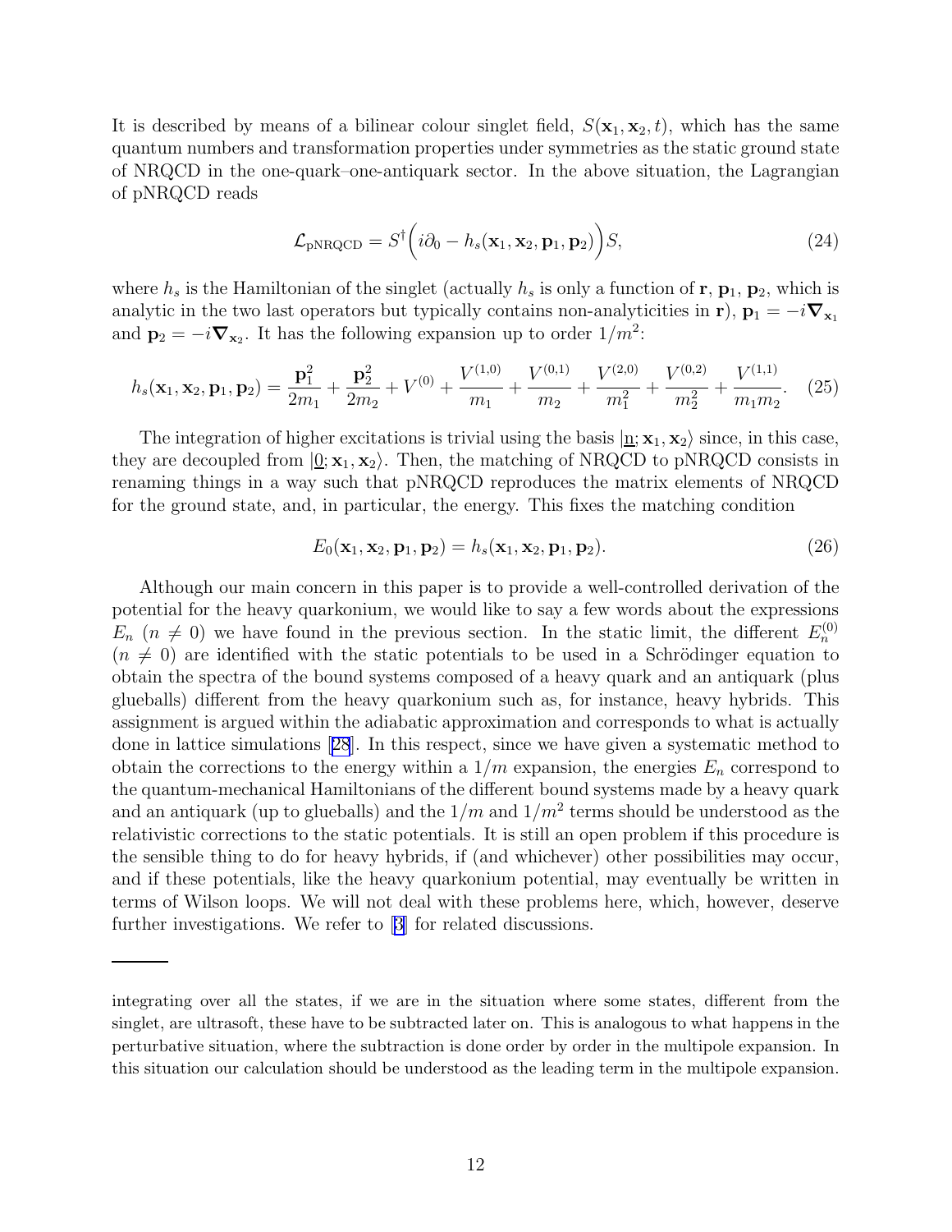It is described by means of a bilinear colour singlet field, $S(\mathbf{x}_1, \mathbf{x}_2, t)$, which has the same quantum numbers and transformation properties under symmetries as the static ground state of NRQCD in the one-quark–one-antiquark sector. In the above situation, the Lagrangian of pNRQCD reads

$$\mathcal{L}_{\rm pNRQCD} = S^\dagger \Big( i\partial_0 - h_s(\mathbf{x}_1, \mathbf{x}_2, \mathbf{p}_1, \mathbf{p}_2) \Big) S, \tag{24}$$

where $h_s$ is the Hamiltonian of the singlet (actually $h_s$ is only a function of $\mathbf{r}$, $\mathbf{p}_1$, $\mathbf{p}_2$, which is analytic in the two last operators but typically contains non-analyticities in $\mathbf{r}$), $\mathbf{p}_1 = -i\boldsymbol{\nabla}_{\mathbf{x}_1}$ and $\mathbf{p}_2 = -i\boldsymbol{\nabla}_{\mathbf{x}_2}$. It has the following expansion up to order $1/m^2$:

$$h_s(\mathbf{x}_1, \mathbf{x}_2, \mathbf{p}_1, \mathbf{p}_2) = \frac{\mathbf{p}_1^2}{2m_1} + \frac{\mathbf{p}_2^2}{2m_2} + V^{(0)} + \frac{V^{(1,0)}}{m_1} + \frac{V^{(0,1)}}{m_2} + \frac{V^{(2,0)}}{m_1^2} + \frac{V^{(0,2)}}{m_2^2} + \frac{V^{(1,1)}}{m_1 m_2}. \tag{25}$$

The integration of higher excitations is trivial using the basis $|\underline{\rm n}; \mathbf{x}_1, \mathbf{x}_2\rangle$ since, in this case, they are decoupled from $|\underline{0}; \mathbf{x}_1, \mathbf{x}_2\rangle$. Then, the matching of NRQCD to pNRQCD consists in renaming things in a way such that pNRQCD reproduces the matrix elements of NRQCD for the ground state, and, in particular, the energy. This fixes the matching condition

$$E_0(\mathbf{x}_1, \mathbf{x}_2, \mathbf{p}_1, \mathbf{p}_2) = h_s(\mathbf{x}_1, \mathbf{x}_2, \mathbf{p}_1, \mathbf{p}_2). \tag{26}$$

Although our main concern in this paper is to provide a well-controlled derivation of the potential for the heavy quarkonium, we would like to say a few words about the expressions $E_n$ ($n \neq 0$) we have found in the previous section. In the static limit, the different $E_n^{(0)}$ ($n \neq 0$) are identified with the static potentials to be used in a Schrödinger equation to obtain the spectra of the bound systems composed of a heavy quark and an antiquark (plus glueballs) different from the heavy quarkonium such as, for instance, heavy hybrids. This assignment is argued within the adiabatic approximation and corresponds to what is actually done in lattice simulations [28]. In this respect, since we have given a systematic method to obtain the corrections to the energy within a $1/m$ expansion, the energies $E_n$ correspond to the quantum-mechanical Hamiltonians of the different bound systems made by a heavy quark and an antiquark (up to glueballs) and the $1/m$ and $1/m^2$ terms should be understood as the relativistic corrections to the static potentials. It is still an open problem if this procedure is the sensible thing to do for heavy hybrids, if (and whichever) other possibilities may occur, and if these potentials, like the heavy quarkonium potential, may eventually be written in terms of Wilson loops. We will not deal with these problems here, which, however, deserve further investigations. We refer to [3] for related discussions.

---

integrating over all the states, if we are in the situation where some states, different from the singlet, are ultrasoft, these have to be subtracted later on. This is analogous to what happens in the perturbative situation, where the subtraction is done order by order in the multipole expansion. In this situation our calculation should be understood as the leading term in the multipole expansion.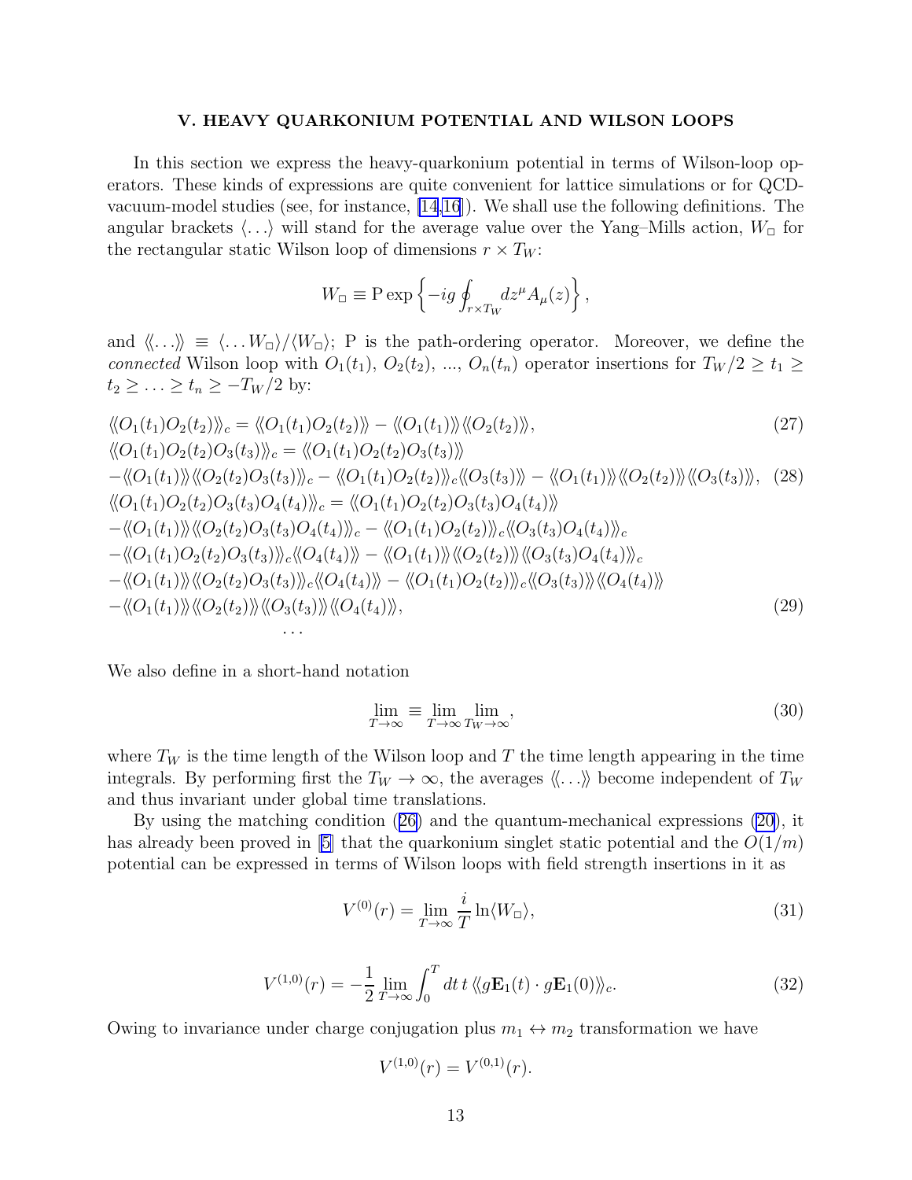## V. HEAVY QUARKONIUM POTENTIAL AND WILSON LOOPS

In this section we express the heavy-quarkonium potential in terms of Wilson-loop operators. These kinds of expressions are quite convenient for lattice simulations or for QCD-vacuum-model studies (see, for instance, [14,16]). We shall use the following definitions. The angular brackets $\langle \ldots \rangle$ will stand for the average value over the Yang–Mills action, $W_\Box$ for the rectangular static Wilson loop of dimensions $r \times T_W$:

$$W_\Box \equiv \mathrm{P} \exp \left\{ -ig \oint_{r \times T_W} dz^\mu A_\mu(z) \right\},$$

and $\langle\!\langle \ldots \rangle\!\rangle \equiv \langle \ldots W_\Box \rangle / \langle W_\Box \rangle$; P is the path-ordering operator. Moreover, we define the *connected* Wilson loop with $O_1(t_1)$, $O_2(t_2)$, ..., $O_n(t_n)$ operator insertions for $T_W/2 \geq t_1 \geq t_2 \geq \ldots \geq t_n \geq -T_W/2$ by:

$$\langle\!\langle O_1(t_1) O_2(t_2) \rangle\!\rangle_c = \langle\!\langle O_1(t_1) O_2(t_2) \rangle\!\rangle - \langle\!\langle O_1(t_1) \rangle\!\rangle \langle\!\langle O_2(t_2) \rangle\!\rangle, \tag{27}$$

$$\begin{aligned}
&\langle\!\langle O_1(t_1) O_2(t_2) O_3(t_3) \rangle\!\rangle_c = \langle\!\langle O_1(t_1) O_2(t_2) O_3(t_3) \rangle\!\rangle \\
&- \langle\!\langle O_1(t_1) \rangle\!\rangle \langle\!\langle O_2(t_2) O_3(t_3) \rangle\!\rangle_c - \langle\!\langle O_1(t_1) O_2(t_2) \rangle\!\rangle_c \langle\!\langle O_3(t_3) \rangle\!\rangle - \langle\!\langle O_1(t_1) \rangle\!\rangle \langle\!\langle O_2(t_2) \rangle\!\rangle \langle\!\langle O_3(t_3) \rangle\!\rangle,
\end{aligned} \tag{28}$$

$$\begin{aligned}
&\langle\!\langle O_1(t_1) O_2(t_2) O_3(t_3) O_4(t_4) \rangle\!\rangle_c = \langle\!\langle O_1(t_1) O_2(t_2) O_3(t_3) O_4(t_4) \rangle\!\rangle \\
&- \langle\!\langle O_1(t_1) \rangle\!\rangle \langle\!\langle O_2(t_2) O_3(t_3) O_4(t_4) \rangle\!\rangle_c - \langle\!\langle O_1(t_1) O_2(t_2) \rangle\!\rangle_c \langle\!\langle O_3(t_3) O_4(t_4) \rangle\!\rangle_c \\
&- \langle\!\langle O_1(t_1) O_2(t_2) O_3(t_3) \rangle\!\rangle_c \langle\!\langle O_4(t_4) \rangle\!\rangle - \langle\!\langle O_1(t_1) \rangle\!\rangle \langle\!\langle O_2(t_2) \rangle\!\rangle \langle\!\langle O_3(t_3) O_4(t_4) \rangle\!\rangle_c \\
&- \langle\!\langle O_1(t_1) \rangle\!\rangle \langle\!\langle O_2(t_2) O_3(t_3) \rangle\!\rangle_c \langle\!\langle O_4(t_4) \rangle\!\rangle - \langle\!\langle O_1(t_1) O_2(t_2) \rangle\!\rangle_c \langle\!\langle O_3(t_3) \rangle\!\rangle \langle\!\langle O_4(t_4) \rangle\!\rangle \\
&- \langle\!\langle O_1(t_1) \rangle\!\rangle \langle\!\langle O_2(t_2) \rangle\!\rangle \langle\!\langle O_3(t_3) \rangle\!\rangle \langle\!\langle O_4(t_4) \rangle\!\rangle,
\end{aligned} \tag{29}$$

$$\cdots$$

We also define in a short-hand notation

$$\lim_{T \to \infty} \equiv \lim_{T \to \infty} \lim_{T_W \to \infty}, \tag{30}$$

where $T_W$ is the time length of the Wilson loop and $T$ the time length appearing in the time integrals. By performing first the $T_W \to \infty$, the averages $\langle\!\langle \ldots \rangle\!\rangle$ become independent of $T_W$ and thus invariant under global time translations.

By using the matching condition (26) and the quantum-mechanical expressions (20), it has already been proved in [5] that the quarkonium singlet static potential and the $O(1/m)$ potential can be expressed in terms of Wilson loops with field strength insertions in it as

$$V^{(0)}(r) = \lim_{T \to \infty} \frac{i}{T} \ln \langle W_\Box \rangle, \tag{31}$$

$$V^{(1,0)}(r) = -\frac{1}{2} \lim_{T \to \infty} \int_0^T dt \, t \, \langle\!\langle g\mathbf{E}_1(t) \cdot g\mathbf{E}_1(0) \rangle\!\rangle_c. \tag{32}$$

Owing to invariance under charge conjugation plus $m_1 \leftrightarrow m_2$ transformation we have

$$V^{(1,0)}(r) = V^{(0,1)}(r).$$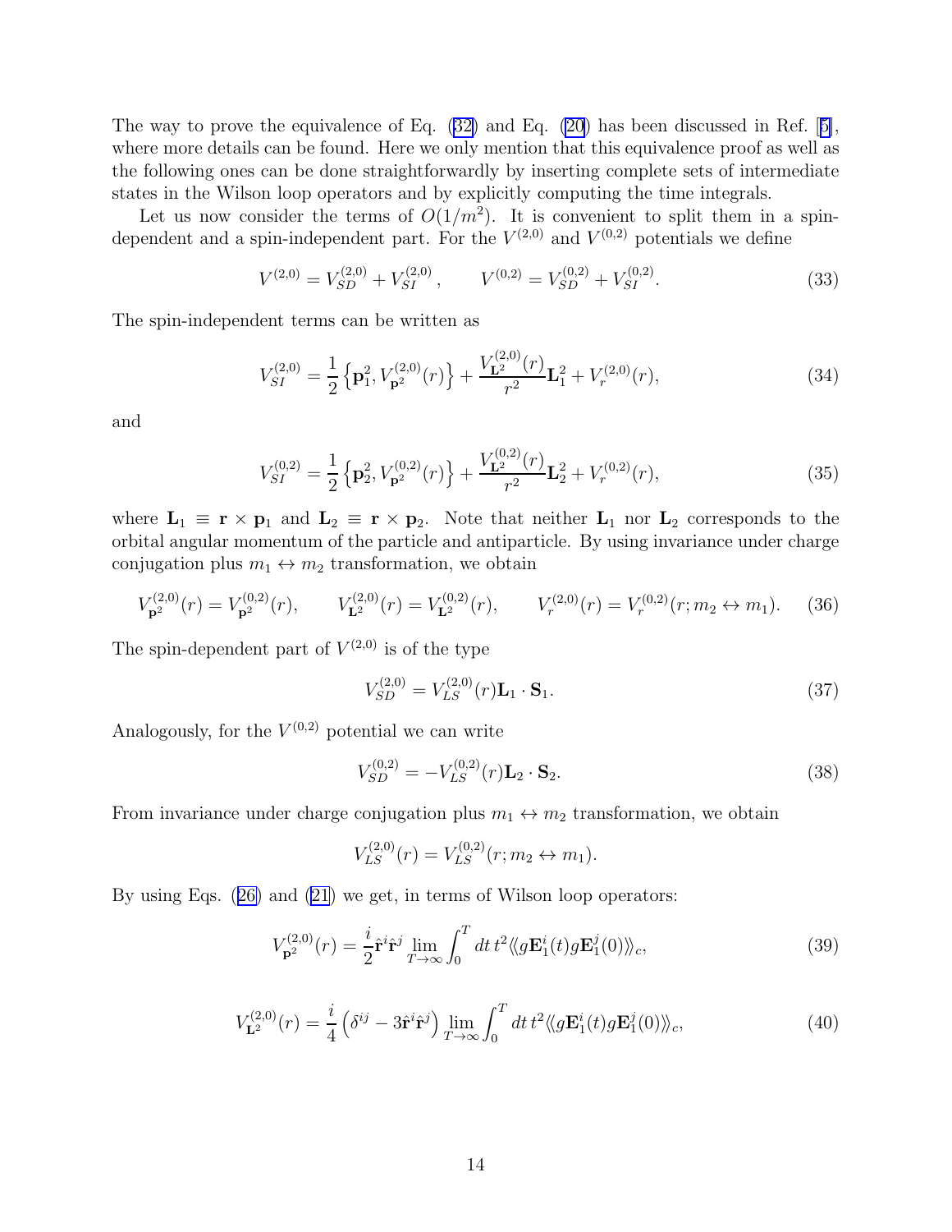The way to prove the equivalence of Eq. (32) and Eq. (20) has been discussed in Ref. [5], where more details can be found. Here we only mention that this equivalence proof as well as the following ones can be done straightforwardly by inserting complete sets of intermediate states in the Wilson loop operators and by explicitly computing the time integrals.

Let us now consider the terms of $O(1/m^2)$. It is convenient to split them in a spin-dependent and a spin-independent part. For the $V^{(2,0)}$ and $V^{(0,2)}$ potentials we define

$$V^{(2,0)} = V^{(2,0)}_{SD} + V^{(2,0)}_{SI}, \qquad V^{(0,2)} = V^{(0,2)}_{SD} + V^{(0,2)}_{SI}. \tag{33}$$

The spin-independent terms can be written as

$$V^{(2,0)}_{SI} = \frac{1}{2}\left\{\mathbf{p}_1^2, V^{(2,0)}_{\mathbf{p}^2}(r)\right\} + \frac{V^{(2,0)}_{\mathbf{L}^2}(r)}{r^2}\mathbf{L}_1^2 + V^{(2,0)}_r(r), \tag{34}$$

and

$$V^{(0,2)}_{SI} = \frac{1}{2}\left\{\mathbf{p}_2^2, V^{(0,2)}_{\mathbf{p}^2}(r)\right\} + \frac{V^{(0,2)}_{\mathbf{L}^2}(r)}{r^2}\mathbf{L}_2^2 + V^{(0,2)}_r(r), \tag{35}$$

where $\mathbf{L}_1 \equiv \mathbf{r} \times \mathbf{p}_1$ and $\mathbf{L}_2 \equiv \mathbf{r} \times \mathbf{p}_2$. Note that neither $\mathbf{L}_1$ nor $\mathbf{L}_2$ corresponds to the orbital angular momentum of the particle and antiparticle. By using invariance under charge conjugation plus $m_1 \leftrightarrow m_2$ transformation, we obtain

$$V^{(2,0)}_{\mathbf{p}^2}(r) = V^{(0,2)}_{\mathbf{p}^2}(r), \qquad V^{(2,0)}_{\mathbf{L}^2}(r) = V^{(0,2)}_{\mathbf{L}^2}(r), \qquad V^{(2,0)}_r(r) = V^{(0,2)}_r(r; m_2 \leftrightarrow m_1). \tag{36}$$

The spin-dependent part of $V^{(2,0)}$ is of the type

$$V^{(2,0)}_{SD} = V^{(2,0)}_{LS}(r)\mathbf{L}_1 \cdot \mathbf{S}_1. \tag{37}$$

Analogously, for the $V^{(0,2)}$ potential we can write

$$V^{(0,2)}_{SD} = -V^{(0,2)}_{LS}(r)\mathbf{L}_2 \cdot \mathbf{S}_2. \tag{38}$$

From invariance under charge conjugation plus $m_1 \leftrightarrow m_2$ transformation, we obtain

$$V^{(2,0)}_{LS}(r) = V^{(0,2)}_{LS}(r; m_2 \leftrightarrow m_1).$$

By using Eqs. (26) and (21) we get, in terms of Wilson loop operators:

$$V^{(2,0)}_{\mathbf{p}^2}(r) = \frac{i}{2}\hat{\mathbf{r}}^i\hat{\mathbf{r}}^j \lim_{T\to\infty}\int_0^T dt\, t^2 \langle\!\langle g\mathbf{E}_1^i(t) g\mathbf{E}_1^j(0)\rangle\!\rangle_c, \tag{39}$$

$$V^{(2,0)}_{\mathbf{L}^2}(r) = \frac{i}{4}\left(\delta^{ij} - 3\hat{\mathbf{r}}^i\hat{\mathbf{r}}^j\right) \lim_{T\to\infty}\int_0^T dt\, t^2 \langle\!\langle g\mathbf{E}_1^i(t) g\mathbf{E}_1^j(0)\rangle\!\rangle_c, \tag{40}$$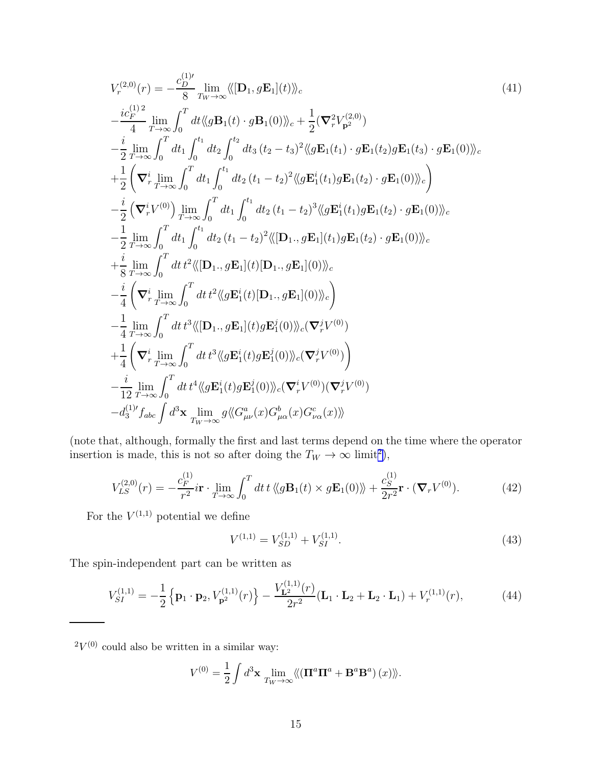$$
\begin{aligned}
V_r^{(2,0)}(r) = &-\frac{c_D^{(1)\prime}}{8}\lim_{T_W\to\infty}\langle\!\langle [\mathbf{D}_1, g\mathbf{E}_1](t)\rangle\!\rangle_c \\
&-\frac{ic_F^{(1)\,2}}{4}\lim_{T\to\infty}\int_0^T dt \langle\!\langle g\mathbf{B}_1(t)\cdot g\mathbf{B}_1(0)\rangle\!\rangle_c + \frac{1}{2}(\boldsymbol{\nabla}_r^2 V_{\mathbf{p}^2}^{(2,0)}) \\
&-\frac{i}{2}\lim_{T\to\infty}\int_0^T dt_1\int_0^{t_1}dt_2\int_0^{t_2}dt_3\,(t_2-t_3)^2\langle\!\langle g\mathbf{E}_1(t_1)\cdot g\mathbf{E}_1(t_2) g\mathbf{E}_1(t_3)\cdot g\mathbf{E}_1(0)\rangle\!\rangle_c \\
&+\frac{1}{2}\left(\boldsymbol{\nabla}_r^i \lim_{T\to\infty}\int_0^T dt_1\int_0^{t_1}dt_2\,(t_1-t_2)^2\langle\!\langle g\mathbf{E}_1^i(t_1) g\mathbf{E}_1(t_2)\cdot g\mathbf{E}_1(0)\rangle\!\rangle_c\right) \\
&-\frac{i}{2}\left(\boldsymbol{\nabla}_r^i V^{(0)}\right)\lim_{T\to\infty}\int_0^T dt_1\int_0^{t_1}dt_2\,(t_1-t_2)^3\langle\!\langle g\mathbf{E}_1^i(t_1) g\mathbf{E}_1(t_2)\cdot g\mathbf{E}_1(0)\rangle\!\rangle_c \\
&-\frac{1}{2}\lim_{T\to\infty}\int_0^T dt_1\int_0^{t_1}dt_2\,(t_1-t_2)^2\langle\!\langle [\mathbf{D}_1., g\mathbf{E}_1](t_1) g\mathbf{E}_1(t_2)\cdot g\mathbf{E}_1(0)\rangle\!\rangle_c \\
&+\frac{i}{8}\lim_{T\to\infty}\int_0^T dt\, t^2\langle\!\langle [\mathbf{D}_1., g\mathbf{E}_1](t)[\mathbf{D}_1., g\mathbf{E}_1](0)\rangle\!\rangle_c \\
&-\frac{i}{4}\left(\boldsymbol{\nabla}_r^i \lim_{T\to\infty}\int_0^T dt\, t^2\langle\!\langle g\mathbf{E}_1^i(t)[\mathbf{D}_1., g\mathbf{E}_1](0)\rangle\!\rangle_c\right) \\
&-\frac{1}{4}\lim_{T\to\infty}\int_0^T dt\, t^3\langle\!\langle [\mathbf{D}_1., g\mathbf{E}_1](t) g\mathbf{E}_1^j(0)\rangle\!\rangle_c(\boldsymbol{\nabla}_r^j V^{(0)}) \\
&+\frac{1}{4}\left(\boldsymbol{\nabla}_r^i \lim_{T\to\infty}\int_0^T dt\, t^3\langle\!\langle g\mathbf{E}_1^i(t) g\mathbf{E}_1^j(0)\rangle\!\rangle_c(\boldsymbol{\nabla}_r^j V^{(0)})\right) \\
&-\frac{i}{12}\lim_{T\to\infty}\int_0^T dt\, t^4\langle\!\langle g\mathbf{E}_1^i(t) g\mathbf{E}_1^j(0)\rangle\!\rangle_c(\boldsymbol{\nabla}_r^i V^{(0)})(\boldsymbol{\nabla}_r^j V^{(0)}) \\
&-d_3^{(1)\prime} f_{abc}\int d^3\mathbf{x}\lim_{T_W\to\infty} g\langle\!\langle G_{\mu\nu}^a(x) G_{\mu\alpha}^b(x) G_{\nu\alpha}^c(x)\rangle\!\rangle
\end{aligned}
\tag{41}
$$

(note that, although, formally the first and last terms depend on the time where the operator insertion is made, this is not so after doing the $T_W \to \infty$ limit[2]),

$$
V_{LS}^{(2,0)}(r) = -\frac{c_F^{(1)}}{r^2} i\mathbf{r}\cdot\lim_{T\to\infty}\int_0^T dt\, t\,\langle\!\langle g\mathbf{B}_1(t)\times g\mathbf{E}_1(0)\rangle\!\rangle + \frac{c_S^{(1)}}{2r^2}\mathbf{r}\cdot(\boldsymbol{\nabla}_r V^{(0)}). \tag{42}
$$

For the $V^{(1,1)}$ potential we define

$$
V^{(1,1)} = V_{SD}^{(1,1)} + V_{SI}^{(1,1)}. \tag{43}
$$

The spin-independent part can be written as

$$
V_{SI}^{(1,1)} = -\frac{1}{2}\left\{\mathbf{p}_1\cdot\mathbf{p}_2, V_{\mathbf{p}^2}^{(1,1)}(r)\right\} - \frac{V_{\mathbf{L}^2}^{(1,1)}(r)}{2r^2}(\mathbf{L}_1\cdot\mathbf{L}_2 + \mathbf{L}_2\cdot\mathbf{L}_1) + V_r^{(1,1)}(r), \tag{44}
$$

---

[2] $V^{(0)}$ could also be written in a similar way:

$$
V^{(0)} = \frac{1}{2}\int d^3\mathbf{x}\lim_{T_W\to\infty}\langle\!\langle \left(\boldsymbol{\Pi}^a\boldsymbol{\Pi}^a + \mathbf{B}^a\mathbf{B}^a\right)(x)\rangle\!\rangle.
$$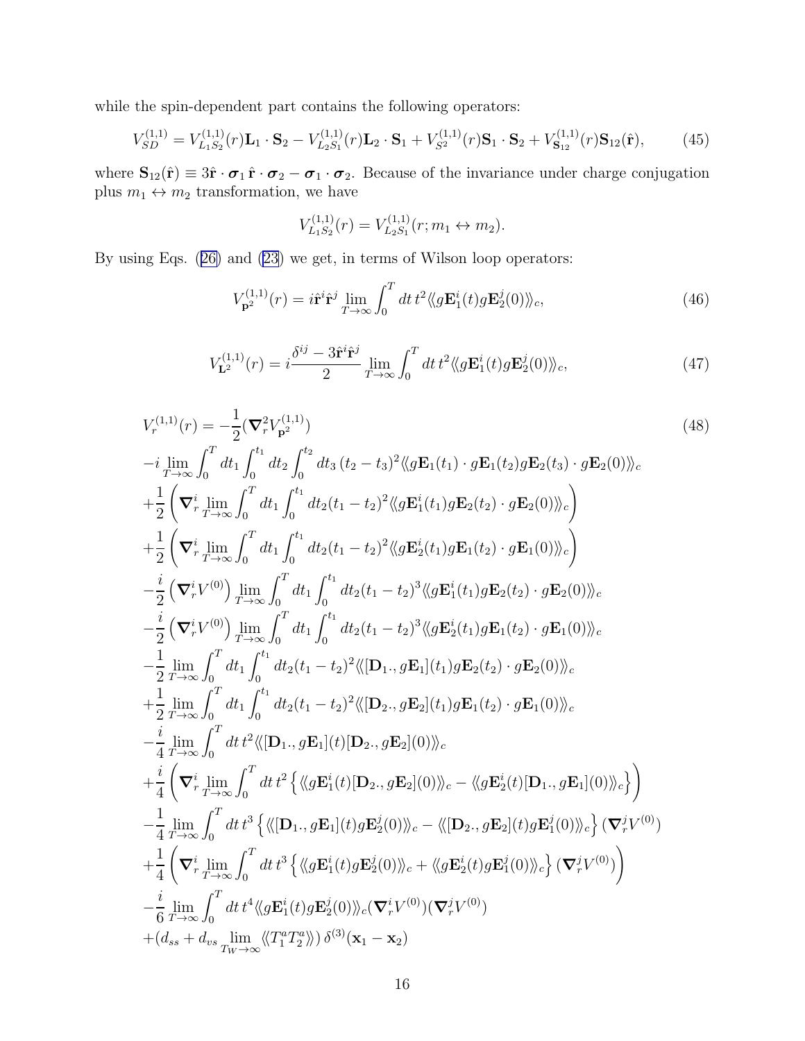while the spin-dependent part contains the following operators:

$$V_{SD}^{(1,1)} = V_{L_1S_2}^{(1,1)}(r)\mathbf{L}_1 \cdot \mathbf{S}_2 - V_{L_2S_1}^{(1,1)}(r)\mathbf{L}_2 \cdot \mathbf{S}_1 + V_{S^2}^{(1,1)}(r)\mathbf{S}_1 \cdot \mathbf{S}_2 + V_{\mathbf{S}_{12}}^{(1,1)}(r)\mathbf{S}_{12}(\hat{\mathbf{r}}), \tag{45}$$

where $\mathbf{S}_{12}(\hat{\mathbf{r}}) \equiv 3\hat{\mathbf{r}} \cdot \boldsymbol{\sigma}_1 \, \hat{\mathbf{r}} \cdot \boldsymbol{\sigma}_2 - \boldsymbol{\sigma}_1 \cdot \boldsymbol{\sigma}_2$. Because of the invariance under charge conjugation plus $m_1 \leftrightarrow m_2$ transformation, we have

$$V_{L_1S_2}^{(1,1)}(r) = V_{L_2S_1}^{(1,1)}(r; m_1 \leftrightarrow m_2).$$

By using Eqs. (26) and (23) we get, in terms of Wilson loop operators:

$$V_{\mathbf{p}^2}^{(1,1)}(r) = i\hat{\mathbf{r}}^i\hat{\mathbf{r}}^j \lim_{T\to\infty}\int_0^T dt\, t^2 \langle\langle g\mathbf{E}_1^i(t) g\mathbf{E}_2^j(0)\rangle\rangle_c, \tag{46}$$

$$V_{\mathbf{L}^2}^{(1,1)}(r) = i\frac{\delta^{ij} - 3\hat{\mathbf{r}}^i\hat{\mathbf{r}}^j}{2} \lim_{T\to\infty}\int_0^T dt\, t^2 \langle\langle g\mathbf{E}_1^i(t) g\mathbf{E}_2^j(0)\rangle\rangle_c, \tag{47}$$

$$\begin{aligned}
V_r^{(1,1)}(r) &= -\frac{1}{2}(\boldsymbol{\nabla}_r^2 V_{\mathbf{p}^2}^{(1,1)}) \qquad\qquad (48)\\
&-i\lim_{T\to\infty}\int_0^T dt_1\int_0^{t_1} dt_2 \int_0^{t_2} dt_3\, (t_2-t_3)^2 \langle\langle g\mathbf{E}_1(t_1)\cdot g\mathbf{E}_1(t_2) g\mathbf{E}_2(t_3)\cdot g\mathbf{E}_2(0)\rangle\rangle_c\\
&+\frac{1}{2}\left(\boldsymbol{\nabla}_r^i \lim_{T\to\infty}\int_0^T dt_1 \int_0^{t_1} dt_2 (t_1-t_2)^2 \langle\langle g\mathbf{E}_1^i(t_1) g\mathbf{E}_2(t_2)\cdot g\mathbf{E}_2(0)\rangle\rangle_c\right)\\
&+\frac{1}{2}\left(\boldsymbol{\nabla}_r^i \lim_{T\to\infty}\int_0^T dt_1 \int_0^{t_1} dt_2 (t_1-t_2)^2 \langle\langle g\mathbf{E}_2^i(t_1) g\mathbf{E}_1(t_2)\cdot g\mathbf{E}_1(0)\rangle\rangle_c\right)\\
&-\frac{i}{2}\left(\boldsymbol{\nabla}_r^i V^{(0)}\right) \lim_{T\to\infty}\int_0^T dt_1 \int_0^{t_1} dt_2 (t_1-t_2)^3 \langle\langle g\mathbf{E}_1^i(t_1) g\mathbf{E}_2(t_2)\cdot g\mathbf{E}_2(0)\rangle\rangle_c\\
&-\frac{i}{2}\left(\boldsymbol{\nabla}_r^i V^{(0)}\right) \lim_{T\to\infty}\int_0^T dt_1 \int_0^{t_1} dt_2 (t_1-t_2)^3 \langle\langle g\mathbf{E}_2^i(t_1) g\mathbf{E}_1(t_2)\cdot g\mathbf{E}_1(0)\rangle\rangle_c\\
&-\frac{1}{2}\lim_{T\to\infty}\int_0^T dt_1 \int_0^{t_1} dt_2 (t_1-t_2)^2 \langle\langle [\mathbf{D}_1\cdot, g\mathbf{E}_1](t_1) g\mathbf{E}_2(t_2)\cdot g\mathbf{E}_2(0)\rangle\rangle_c\\
&+\frac{1}{2}\lim_{T\to\infty}\int_0^T dt_1 \int_0^{t_1} dt_2 (t_1-t_2)^2 \langle\langle [\mathbf{D}_2\cdot, g\mathbf{E}_2](t_1) g\mathbf{E}_1(t_2)\cdot g\mathbf{E}_1(0)\rangle\rangle_c\\
&-\frac{i}{4}\lim_{T\to\infty}\int_0^T dt\, t^2 \langle\langle [\mathbf{D}_1\cdot, g\mathbf{E}_1](t)[\mathbf{D}_2\cdot, g\mathbf{E}_2](0)\rangle\rangle_c\\
&+\frac{i}{4}\left(\boldsymbol{\nabla}_r^i \lim_{T\to\infty}\int_0^T dt\, t^2 \left\{\langle\langle g\mathbf{E}_1^i(t)[\mathbf{D}_2\cdot, g\mathbf{E}_2](0)\rangle\rangle_c - \langle\langle g\mathbf{E}_2^i(t)[\mathbf{D}_1\cdot, g\mathbf{E}_1](0)\rangle\rangle_c\right\}\right)\\
&-\frac{1}{4}\lim_{T\to\infty}\int_0^T dt\, t^3 \left\{\langle\langle [\mathbf{D}_1\cdot, g\mathbf{E}_1](t) g\mathbf{E}_2^j(0)\rangle\rangle_c - \langle\langle [\mathbf{D}_2\cdot, g\mathbf{E}_2](t) g\mathbf{E}_1^j(0)\rangle\rangle_c\right\}(\boldsymbol{\nabla}_r^j V^{(0)})\\
&+\frac{1}{4}\left(\boldsymbol{\nabla}_r^i \lim_{T\to\infty}\int_0^T dt\, t^3 \left\{\langle\langle g\mathbf{E}_1^i(t) g\mathbf{E}_2^j(0)\rangle\rangle_c + \langle\langle g\mathbf{E}_2^i(t) g\mathbf{E}_1^j(0)\rangle\rangle_c\right\}(\boldsymbol{\nabla}_r^j V^{(0)})\right)\\
&-\frac{i}{6}\lim_{T\to\infty}\int_0^T dt\, t^4 \langle\langle g\mathbf{E}_1^i(t) g\mathbf{E}_2^j(0)\rangle\rangle_c (\boldsymbol{\nabla}_r^i V^{(0)})(\boldsymbol{\nabla}_r^j V^{(0)})\\
&+(d_{ss} + d_{vs}\lim_{T_W\to\infty}\langle\langle T_1^a T_2^a\rangle\rangle)\,\delta^{(3)}(\mathbf{x}_1 - \mathbf{x}_2)
\end{aligned}$$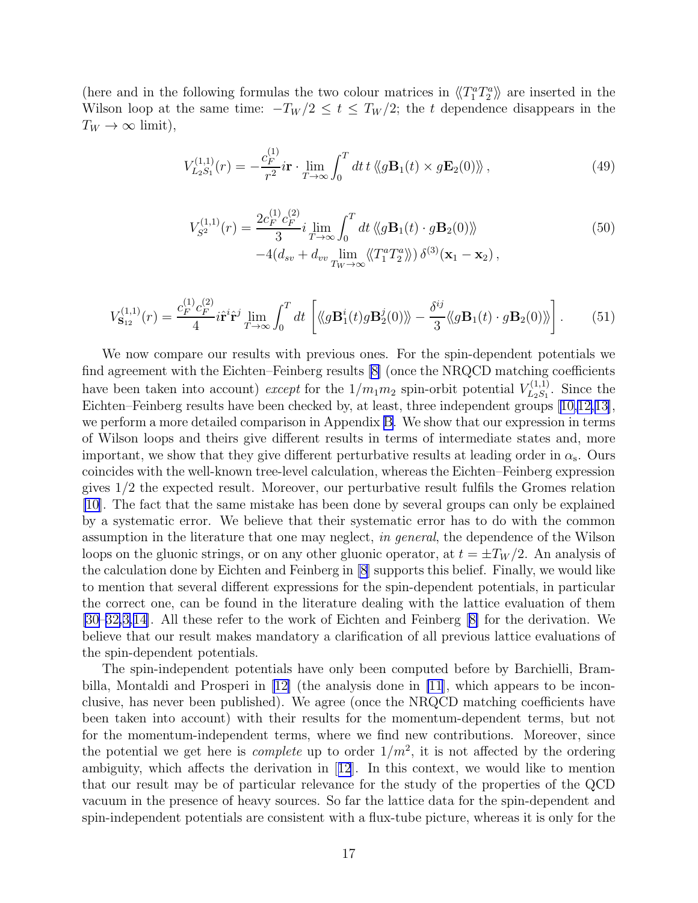(here and in the following formulas the two colour matrices in $\langle\!\langle T_1^a T_2^a \rangle\!\rangle$ are inserted in the Wilson loop at the same time: $-T_W/2 \le t \le T_W/2$; the $t$ dependence disappears in the $T_W \to \infty$ limit),

$$
V_{L_2S_1}^{(1,1)}(r) = -\frac{c_F^{(1)}}{r^2} i\mathbf{r} \cdot \lim_{T\to\infty} \int_0^T dt\, t\, \langle\!\langle g\mathbf{B}_1(t) \times g\mathbf{E}_2(0) \rangle\!\rangle \,, \tag{49}
$$

$$
\begin{aligned}
V_{S^2}^{(1,1)}(r) = &\frac{2 c_F^{(1)} c_F^{(2)}}{3} i \lim_{T\to\infty} \int_0^T dt\, \langle\!\langle g\mathbf{B}_1(t) \cdot g\mathbf{B}_2(0) \rangle\!\rangle \\
&-4(d_{sv} + d_{vv} \lim_{T_W\to\infty} \langle\!\langle T_1^a T_2^a \rangle\!\rangle)\, \delta^{(3)}(\mathbf{x}_1 - \mathbf{x}_2) \,,
\end{aligned} \tag{50}
$$

$$
V_{\mathbf{S}_{12}}^{(1,1)}(r) = \frac{c_F^{(1)} c_F^{(2)}}{4} i\hat{\mathbf{r}}^i \hat{\mathbf{r}}^j \lim_{T\to\infty} \int_0^T dt \left[ \langle\!\langle g\mathbf{B}_1^i(t) g\mathbf{B}_2^j(0) \rangle\!\rangle - \frac{\delta^{ij}}{3} \langle\!\langle g\mathbf{B}_1(t) \cdot g\mathbf{B}_2(0) \rangle\!\rangle \right]. \tag{51}
$$

We now compare our results with previous ones. For the spin-dependent potentials we find agreement with the Eichten–Feinberg results [8] (once the NRQCD matching coefficients have been taken into account) *except* for the $1/m_1 m_2$ spin-orbit potential $V_{L_2S_1}^{(1,1)}$. Since the Eichten–Feinberg results have been checked by, at least, three independent groups [10,12,13], we perform a more detailed comparison in Appendix B. We show that our expression in terms of Wilson loops and theirs give different results in terms of intermediate states and, more important, we show that they give different perturbative results at leading order in $\alpha_s$. Ours coincides with the well-known tree-level calculation, whereas the Eichten–Feinberg expression gives 1/2 the expected result. Moreover, our perturbative result fulfils the Gromes relation [10]. The fact that the same mistake has been done by several groups can only be explained by a systematic error. We believe that their systematic error has to do with the common assumption in the literature that one may neglect, *in general*, the dependence of the Wilson loops on the gluonic strings, or on any other gluonic operator, at $t = \pm T_W/2$. An analysis of the calculation done by Eichten and Feinberg in [8] supports this belief. Finally, we would like to mention that several different expressions for the spin-dependent potentials, in particular the correct one, can be found in the literature dealing with the lattice evaluation of them [30–32,3,14]. All these refer to the work of Eichten and Feinberg [8] for the derivation. We believe that our result makes mandatory a clarification of all previous lattice evaluations of the spin-dependent potentials.

The spin-independent potentials have only been computed before by Barchielli, Brambilla, Montaldi and Prosperi in [12] (the analysis done in [11], which appears to be inconclusive, has never been published). We agree (once the NRQCD matching coefficients have been taken into account) with their results for the momentum-dependent terms, but not for the momentum-independent terms, where we find new contributions. Moreover, since the potential we get here is *complete* up to order $1/m^2$, it is not affected by the ordering ambiguity, which affects the derivation in [12]. In this context, we would like to mention that our result may be of particular relevance for the study of the properties of the QCD vacuum in the presence of heavy sources. So far the lattice data for the spin-dependent and spin-independent potentials are consistent with a flux-tube picture, whereas it is only for the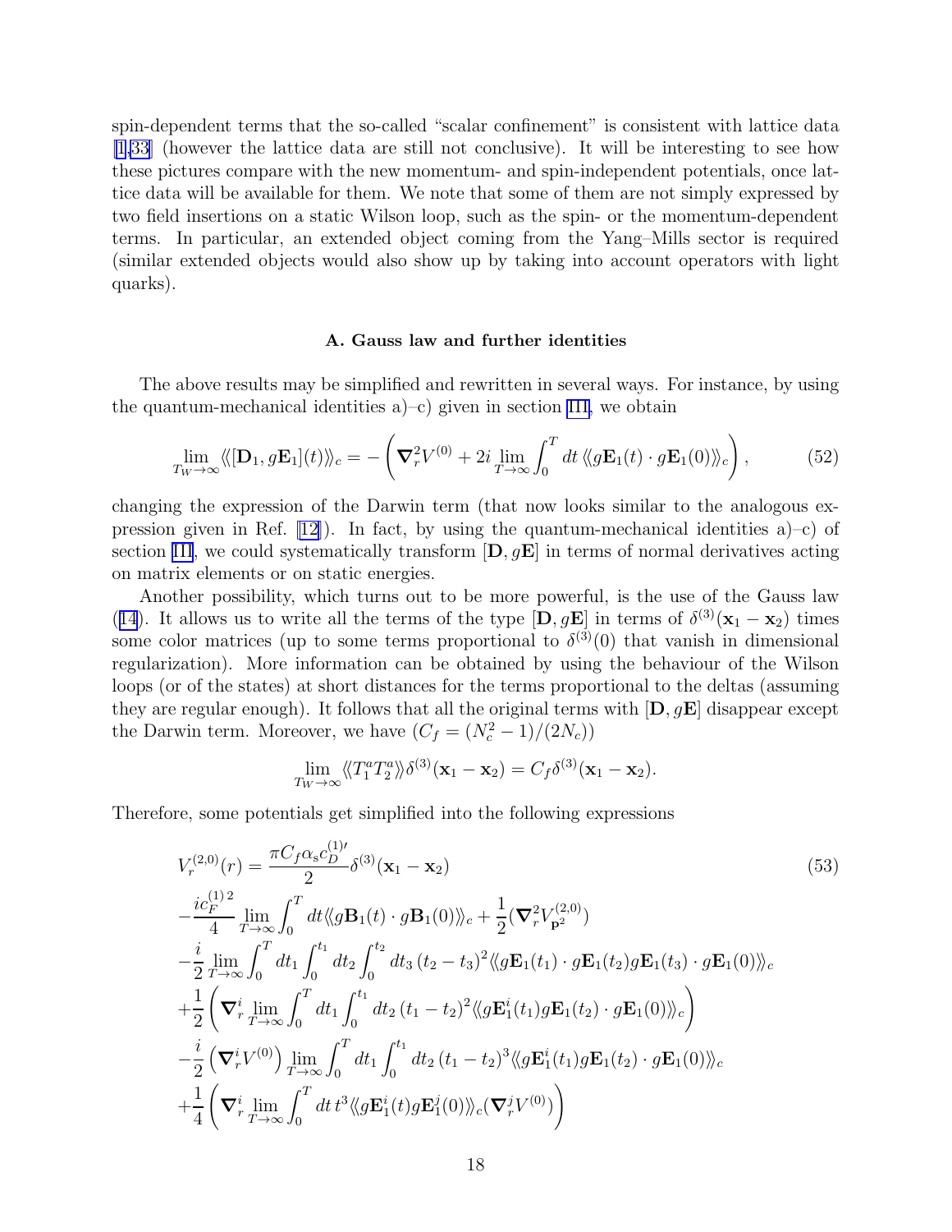spin-dependent terms that the so-called "scalar confinement" is consistent with lattice data [1,33] (however the lattice data are still not conclusive). It will be interesting to see how these pictures compare with the new momentum- and spin-independent potentials, once lattice data will be available for them. We note that some of them are not simply expressed by two field insertions on a static Wilson loop, such as the spin- or the momentum-dependent terms. In particular, an extended object coming from the Yang–Mills sector is required (similar extended objects would also show up by taking into account operators with light quarks).

### A. Gauss law and further identities

The above results may be simplified and rewritten in several ways. For instance, by using the quantum-mechanical identities a)–c) given in section III, we obtain

$$\lim_{T_W\to\infty}\langle\!\langle [\mathbf{D}_1, g\mathbf{E}_1](t)\rangle\!\rangle_c = -\left(\boldsymbol{\nabla}_r^2 V^{(0)} + 2i\lim_{T\to\infty}\int_0^T dt\,\langle\!\langle g\mathbf{E}_1(t)\cdot g\mathbf{E}_1(0)\rangle\!\rangle_c\right), \tag{52}$$

changing the expression of the Darwin term (that now looks similar to the analogous expression given in Ref. [12]). In fact, by using the quantum-mechanical identities a)–c) of section III, we could systematically transform $[\mathbf{D}, g\mathbf{E}]$ in terms of normal derivatives acting on matrix elements or on static energies.

Another possibility, which turns out to be more powerful, is the use of the Gauss law (14). It allows us to write all the terms of the type $[\mathbf{D}, g\mathbf{E}]$ in terms of $\delta^{(3)}(\mathbf{x}_1-\mathbf{x}_2)$ times some color matrices (up to some terms proportional to $\delta^{(3)}(0)$ that vanish in dimensional regularization). More information can be obtained by using the behaviour of the Wilson loops (or of the states) at short distances for the terms proportional to the deltas (assuming they are regular enough). It follows that all the original terms with $[\mathbf{D}, g\mathbf{E}]$ disappear except the Darwin term. Moreover, we have ($C_f = (N_c^2-1)/(2N_c)$)

$$\lim_{T_W\to\infty}\langle\!\langle T_1^a T_2^a\rangle\!\rangle\delta^{(3)}(\mathbf{x}_1-\mathbf{x}_2) = C_f\delta^{(3)}(\mathbf{x}_1-\mathbf{x}_2).$$

Therefore, some potentials get simplified into the following expressions

$$\begin{aligned}
V_r^{(2,0)}(r) &= \frac{\pi C_f\alpha_{\rm s}c_D^{(1)\prime}}{2}\delta^{(3)}(\mathbf{x}_1-\mathbf{x}_2) \\
&-\frac{ic_F^{(1)\,2}}{4}\lim_{T\to\infty}\int_0^T dt\langle\!\langle g\mathbf{B}_1(t)\cdot g\mathbf{B}_1(0)\rangle\!\rangle_c + \frac{1}{2}(\boldsymbol{\nabla}_r^2 V_{\mathbf{p}^2}^{(2,0)}) \\
&-\frac{i}{2}\lim_{T\to\infty}\int_0^T dt_1\int_0^{t_1}dt_2\int_0^{t_2}dt_3\,(t_2-t_3)^2\langle\!\langle g\mathbf{E}_1(t_1)\cdot g\mathbf{E}_1(t_2) g\mathbf{E}_1(t_3)\cdot g\mathbf{E}_1(0)\rangle\!\rangle_c \\
&+\frac{1}{2}\left(\boldsymbol{\nabla}_r^i\lim_{T\to\infty}\int_0^T dt_1\int_0^{t_1}dt_2\,(t_1-t_2)^2\langle\!\langle g\mathbf{E}_1^i(t_1) g\mathbf{E}_1(t_2)\cdot g\mathbf{E}_1(0)\rangle\!\rangle_c\right) \\
&-\frac{i}{2}\left(\boldsymbol{\nabla}_r^i V^{(0)}\right)\lim_{T\to\infty}\int_0^T dt_1\int_0^{t_1}dt_2\,(t_1-t_2)^3\langle\!\langle g\mathbf{E}_1^i(t_1) g\mathbf{E}_1(t_2)\cdot g\mathbf{E}_1(0)\rangle\!\rangle_c \\
&+\frac{1}{4}\left(\boldsymbol{\nabla}_r^i\lim_{T\to\infty}\int_0^T dt\,t^3\langle\!\langle g\mathbf{E}_1^i(t) g\mathbf{E}_1^j(0)\rangle\!\rangle_c(\boldsymbol{\nabla}_r^j V^{(0)})\right)
\end{aligned} \tag{53}$$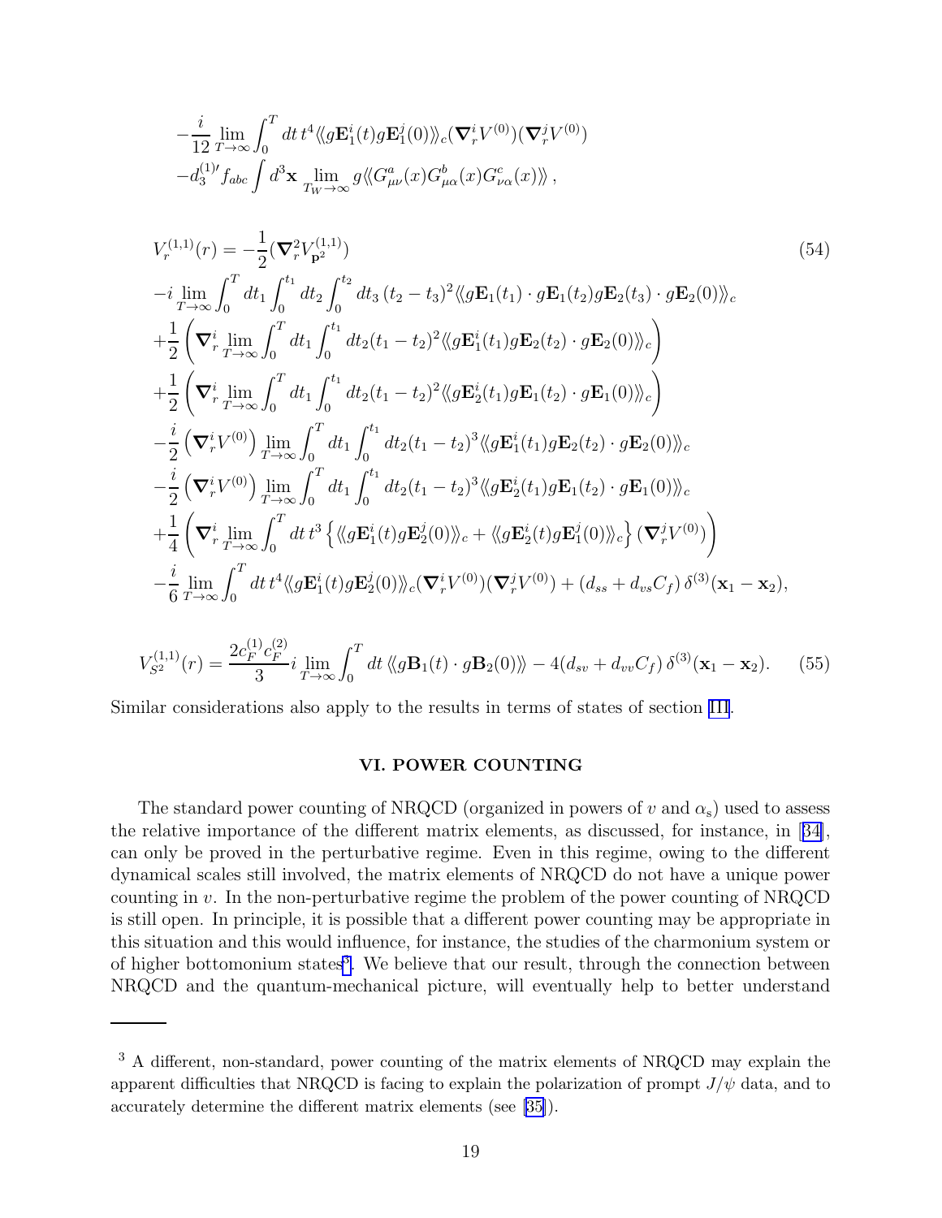$$
-\frac{i}{12}\lim_{T\to\infty}\int_0^T dt\, t^4 \langle\!\langle g\mathbf{E}_1^i(t) g\mathbf{E}_1^j(0)\rangle\!\rangle_c (\boldsymbol{\nabla}_r^i V^{(0)})(\boldsymbol{\nabla}_r^j V^{(0)})
$$
$$
-d_3^{(1)\prime} f_{abc}\int d^3\mathbf{x} \lim_{T_W\to\infty} g\langle\!\langle G^a_{\mu\nu}(x) G^b_{\mu\alpha}(x) G^c_{\nu\alpha}(x)\rangle\!\rangle\,,
$$

$$
\begin{aligned}
V_r^{(1,1)}(r) &= -\frac{1}{2}(\boldsymbol{\nabla}_r^2 V_{\mathbf{p}^2}^{(1,1)}) \qquad (54)\\
&-i\lim_{T\to\infty}\int_0^T dt_1\int_0^{t_1} dt_2 \int_0^{t_2} dt_3\,(t_2-t_3)^2 \langle\!\langle g\mathbf{E}_1(t_1)\cdot g\mathbf{E}_1(t_2) g\mathbf{E}_2(t_3)\cdot g\mathbf{E}_2(0)\rangle\!\rangle_c\\
&+\frac{1}{2}\left(\boldsymbol{\nabla}_r^i \lim_{T\to\infty}\int_0^T dt_1\int_0^{t_1} dt_2 (t_1-t_2)^2 \langle\!\langle g\mathbf{E}_1^i(t_1) g\mathbf{E}_2(t_2)\cdot g\mathbf{E}_2(0)\rangle\!\rangle_c\right)\\
&+\frac{1}{2}\left(\boldsymbol{\nabla}_r^i \lim_{T\to\infty}\int_0^T dt_1\int_0^{t_1} dt_2 (t_1-t_2)^2 \langle\!\langle g\mathbf{E}_2^i(t_1) g\mathbf{E}_1(t_2)\cdot g\mathbf{E}_1(0)\rangle\!\rangle_c\right)\\
&-\frac{i}{2}\left(\boldsymbol{\nabla}_r^i V^{(0)}\right)\lim_{T\to\infty}\int_0^T dt_1\int_0^{t_1} dt_2 (t_1-t_2)^3 \langle\!\langle g\mathbf{E}_1^i(t_1) g\mathbf{E}_2(t_2)\cdot g\mathbf{E}_2(0)\rangle\!\rangle_c\\
&-\frac{i}{2}\left(\boldsymbol{\nabla}_r^i V^{(0)}\right)\lim_{T\to\infty}\int_0^T dt_1\int_0^{t_1} dt_2 (t_1-t_2)^3 \langle\!\langle g\mathbf{E}_2^i(t_1) g\mathbf{E}_1(t_2)\cdot g\mathbf{E}_1(0)\rangle\!\rangle_c\\
&+\frac{1}{4}\left(\boldsymbol{\nabla}_r^i \lim_{T\to\infty}\int_0^T dt\, t^3 \left\{\langle\!\langle g\mathbf{E}_1^i(t) g\mathbf{E}_2^j(0)\rangle\!\rangle_c + \langle\!\langle g\mathbf{E}_2^i(t) g\mathbf{E}_1^j(0)\rangle\!\rangle_c\right\}(\boldsymbol{\nabla}_r^j V^{(0)})\right)\\
&-\frac{i}{6}\lim_{T\to\infty}\int_0^T dt\, t^4 \langle\!\langle g\mathbf{E}_1^i(t) g\mathbf{E}_2^j(0)\rangle\!\rangle_c (\boldsymbol{\nabla}_r^i V^{(0)})(\boldsymbol{\nabla}_r^j V^{(0)}) + (d_{ss}+d_{vs}C_f)\,\delta^{(3)}(\mathbf{x}_1-\mathbf{x}_2),
\end{aligned}
$$

$$
V_{S^2}^{(1,1)}(r) = \frac{2c_F^{(1)}c_F^{(2)}}{3} i \lim_{T\to\infty}\int_0^T dt\,\langle\!\langle g\mathbf{B}_1(t)\cdot g\mathbf{B}_2(0)\rangle\!\rangle - 4(d_{sv}+d_{vv}C_f)\,\delta^{(3)}(\mathbf{x}_1-\mathbf{x}_2). \qquad (55)
$$

Similar considerations also apply to the results in terms of states of section III.

## VI. POWER COUNTING

The standard power counting of NRQCD (organized in powers of $v$ and $\alpha_s$) used to assess the relative importance of the different matrix elements, as discussed, for instance, in [34], can only be proved in the perturbative regime. Even in this regime, owing to the different dynamical scales still involved, the matrix elements of NRQCD do not have a unique power counting in $v$. In the non-perturbative regime the problem of the power counting of NRQCD is still open. In principle, it is possible that a different power counting may be appropriate in this situation and this would influence, for instance, the studies of the charmonium system or of higher bottomonium states[3]. We believe that our result, through the connection between NRQCD and the quantum-mechanical picture, will eventually help to better understand

[3] A different, non-standard, power counting of the matrix elements of NRQCD may explain the apparent difficulties that NRQCD is facing to explain the polarization of prompt $J/\psi$ data, and to accurately determine the different matrix elements (see [35]).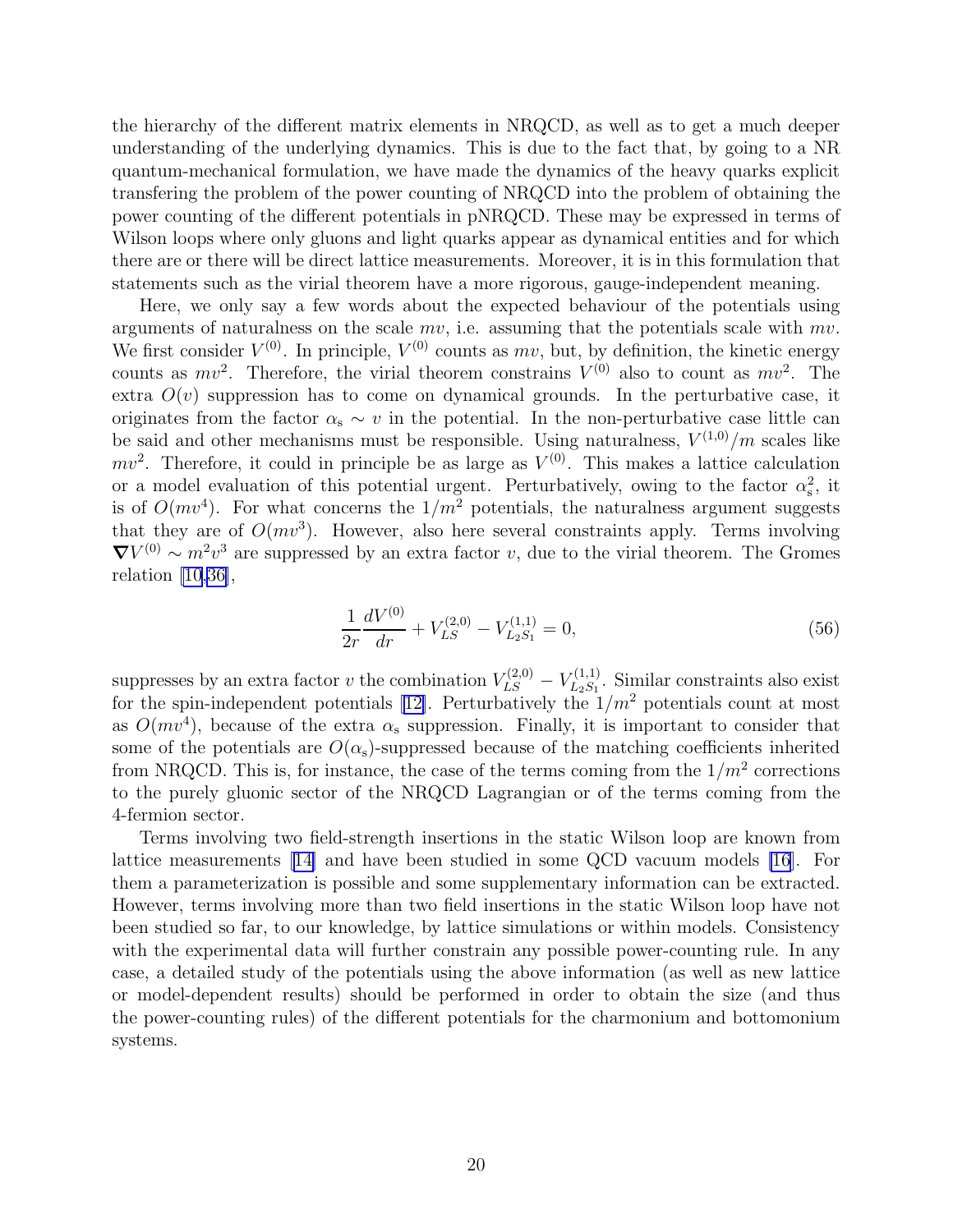the hierarchy of the different matrix elements in NRQCD, as well as to get a much deeper understanding of the underlying dynamics. This is due to the fact that, by going to a NR quantum-mechanical formulation, we have made the dynamics of the heavy quarks explicit transfering the problem of the power counting of NRQCD into the problem of obtaining the power counting of the different potentials in pNRQCD. These may be expressed in terms of Wilson loops where only gluons and light quarks appear as dynamical entities and for which there are or there will be direct lattice measurements. Moreover, it is in this formulation that statements such as the virial theorem have a more rigorous, gauge-independent meaning.

Here, we only say a few words about the expected behaviour of the potentials using arguments of naturalness on the scale $mv$, i.e. assuming that the potentials scale with $mv$. We first consider $V^{(0)}$. In principle, $V^{(0)}$ counts as $mv$, but, by definition, the kinetic energy counts as $mv^2$. Therefore, the virial theorem constrains $V^{(0)}$ also to count as $mv^2$. The extra $O(v)$ suppression has to come on dynamical grounds. In the perturbative case, it originates from the factor $\alpha_s \sim v$ in the potential. In the non-perturbative case little can be said and other mechanisms must be responsible. Using naturalness, $V^{(1,0)}/m$ scales like $mv^2$. Therefore, it could in principle be as large as $V^{(0)}$. This makes a lattice calculation or a model evaluation of this potential urgent. Perturbatively, owing to the factor $\alpha_s^2$, it is of $O(mv^4)$. For what concerns the $1/m^2$ potentials, the naturalness argument suggests that they are of $O(mv^3)$. However, also here several constraints apply. Terms involving $\boldsymbol{\nabla} V^{(0)} \sim m^2 v^3$ are suppressed by an extra factor $v$, due to the virial theorem. The Gromes relation [10,36],

$$\frac{1}{2r}\frac{dV^{(0)}}{dr} + V_{LS}^{(2,0)} - V_{L_2S_1}^{(1,1)} = 0, \tag{56}$$

suppresses by an extra factor $v$ the combination $V_{LS}^{(2,0)} - V_{L_2S_1}^{(1,1)}$. Similar constraints also exist for the spin-independent potentials [12]. Perturbatively the $1/m^2$ potentials count at most as $O(mv^4)$, because of the extra $\alpha_s$ suppression. Finally, it is important to consider that some of the potentials are $O(\alpha_s)$-suppressed because of the matching coefficients inherited from NRQCD. This is, for instance, the case of the terms coming from the $1/m^2$ corrections to the purely gluonic sector of the NRQCD Lagrangian or of the terms coming from the 4-fermion sector.

Terms involving two field-strength insertions in the static Wilson loop are known from lattice measurements [14] and have been studied in some QCD vacuum models [16]. For them a parameterization is possible and some supplementary information can be extracted. However, terms involving more than two field insertions in the static Wilson loop have not been studied so far, to our knowledge, by lattice simulations or within models. Consistency with the experimental data will further constrain any possible power-counting rule. In any case, a detailed study of the potentials using the above information (as well as new lattice or model-dependent results) should be performed in order to obtain the size (and thus the power-counting rules) of the different potentials for the charmonium and bottomonium systems.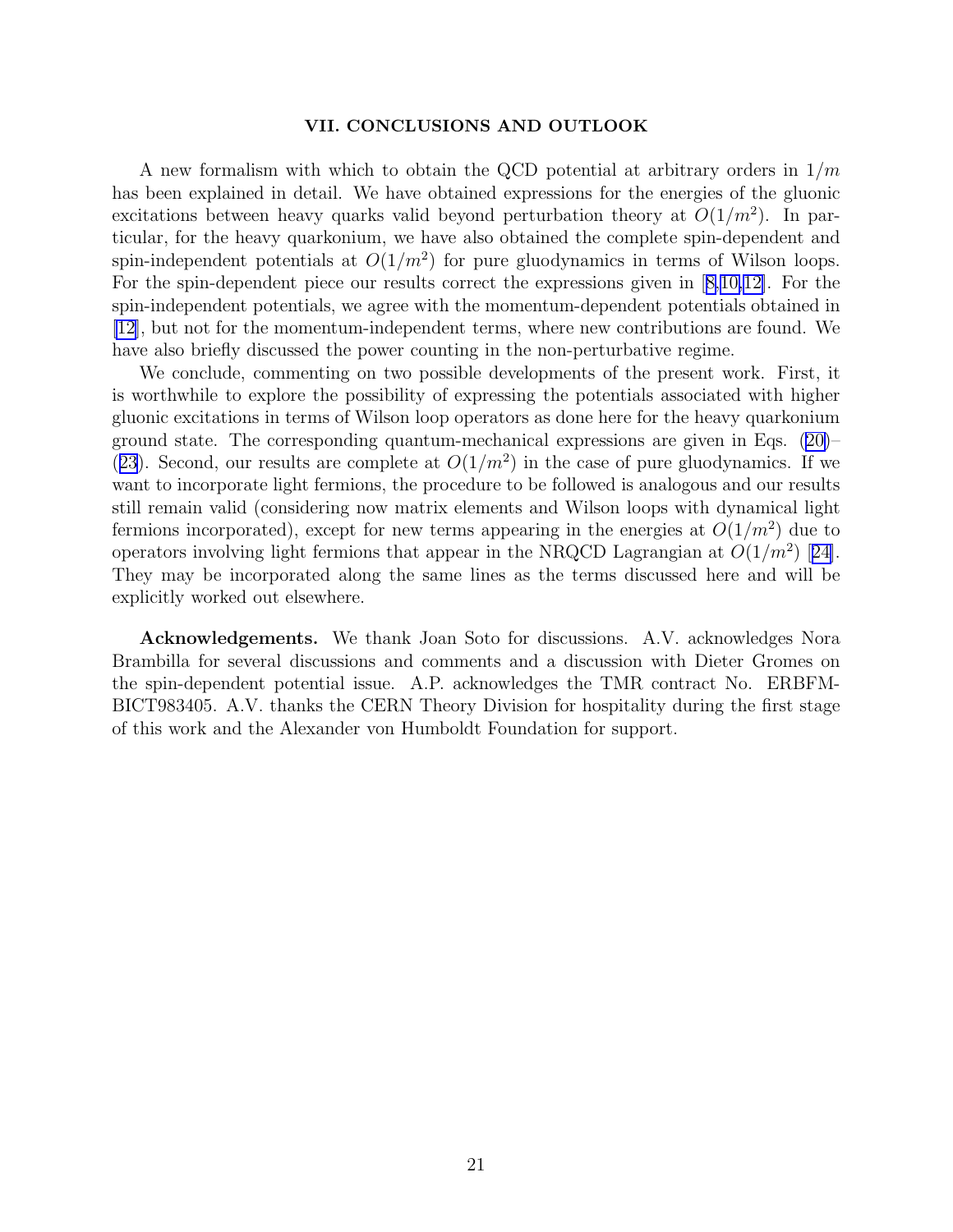## VII. CONCLUSIONS AND OUTLOOK

A new formalism with which to obtain the QCD potential at arbitrary orders in $1/m$ has been explained in detail. We have obtained expressions for the energies of the gluonic excitations between heavy quarks valid beyond perturbation theory at $O(1/m^2)$. In particular, for the heavy quarkonium, we have also obtained the complete spin-dependent and spin-independent potentials at $O(1/m^2)$ for pure gluodynamics in terms of Wilson loops. For the spin-dependent piece our results correct the expressions given in [8,10,12]. For the spin-independent potentials, we agree with the momentum-dependent potentials obtained in [12], but not for the momentum-independent terms, where new contributions are found. We have also briefly discussed the power counting in the non-perturbative regime.

We conclude, commenting on two possible developments of the present work. First, it is worthwhile to explore the possibility of expressing the potentials associated with higher gluonic excitations in terms of Wilson loop operators as done here for the heavy quarkonium ground state. The corresponding quantum-mechanical expressions are given in Eqs. (20)–(23). Second, our results are complete at $O(1/m^2)$ in the case of pure gluodynamics. If we want to incorporate light fermions, the procedure to be followed is analogous and our results still remain valid (considering now matrix elements and Wilson loops with dynamical light fermions incorporated), except for new terms appearing in the energies at $O(1/m^2)$ due to operators involving light fermions that appear in the NRQCD Lagrangian at $O(1/m^2)$ [24]. They may be incorporated along the same lines as the terms discussed here and will be explicitly worked out elsewhere.

**Acknowledgements.** We thank Joan Soto for discussions. A.V. acknowledges Nora Brambilla for several discussions and comments and a discussion with Dieter Gromes on the spin-dependent potential issue. A.P. acknowledges the TMR contract No. ERBFM-BICT983405. A.V. thanks the CERN Theory Division for hospitality during the first stage of this work and the Alexander von Humboldt Foundation for support.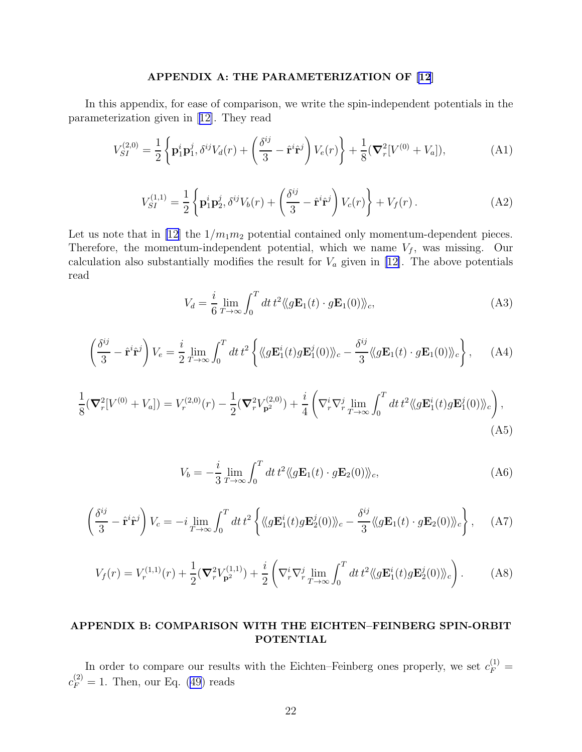## APPENDIX A: THE PARAMETERIZATION OF [12]

In this appendix, for ease of comparison, we write the spin-independent potentials in the parameterization given in [12]. They read

$$V_{SI}^{(2,0)} = \frac{1}{2}\left\{ \mathbf{p}_1^i \mathbf{p}_1^j, \delta^{ij} V_d(r) + \left(\frac{\delta^{ij}}{3} - \hat{\mathbf{r}}^i \hat{\mathbf{r}}^j\right) V_e(r) \right\} + \frac{1}{8}(\boldsymbol{\nabla}_r^2 [V^{(0)} + V_a]), \tag{A1}$$

$$V_{SI}^{(1,1)} = \frac{1}{2}\left\{ \mathbf{p}_1^i \mathbf{p}_2^j, \delta^{ij} V_b(r) + \left(\frac{\delta^{ij}}{3} - \hat{\mathbf{r}}^i \hat{\mathbf{r}}^j\right) V_c(r) \right\} + V_f(r)\,. \tag{A2}$$

Let us note that in [12] the $1/m_1 m_2$ potential contained only momentum-dependent pieces. Therefore, the momentum-independent potential, which we name $V_f$, was missing. Our calculation also substantially modifies the result for $V_a$ given in [12]. The above potentials read

$$V_d = \frac{i}{6} \lim_{T\to\infty} \int_0^T dt\, t^2 \langle\langle g\mathbf{E}_1(t) \cdot g\mathbf{E}_1(0) \rangle\rangle_c, \tag{A3}$$

$$\left(\frac{\delta^{ij}}{3} - \hat{\mathbf{r}}^i \hat{\mathbf{r}}^j\right) V_e = \frac{i}{2} \lim_{T\to\infty} \int_0^T dt\, t^2 \left\{ \langle\langle g\mathbf{E}_1^i(t) g\mathbf{E}_1^j(0) \rangle\rangle_c - \frac{\delta^{ij}}{3} \langle\langle g\mathbf{E}_1(t) \cdot g\mathbf{E}_1(0) \rangle\rangle_c \right\}, \tag{A4}$$

$$\frac{1}{8}(\boldsymbol{\nabla}_r^2 [V^{(0)} + V_a]) = V_r^{(2,0)}(r) - \frac{1}{2}(\boldsymbol{\nabla}_r^2 V_{\mathbf{p}^2}^{(2,0)}) + \frac{i}{4}\left( \nabla_r^i \nabla_r^j \lim_{T\to\infty} \int_0^T dt\, t^2 \langle\langle g\mathbf{E}_1^i(t) g\mathbf{E}_1^j(0) \rangle\rangle_c \right), \tag{A5}$$

$$V_b = -\frac{i}{3} \lim_{T\to\infty} \int_0^T dt\, t^2 \langle\langle g\mathbf{E}_1(t) \cdot g\mathbf{E}_2(0) \rangle\rangle_c, \tag{A6}$$

$$\left(\frac{\delta^{ij}}{3} - \hat{\mathbf{r}}^i \hat{\mathbf{r}}^j\right) V_c = -i \lim_{T\to\infty} \int_0^T dt\, t^2 \left\{ \langle\langle g\mathbf{E}_1^i(t) g\mathbf{E}_2^j(0) \rangle\rangle_c - \frac{\delta^{ij}}{3} \langle\langle g\mathbf{E}_1(t) \cdot g\mathbf{E}_2(0) \rangle\rangle_c \right\}, \tag{A7}$$

$$V_f(r) = V_r^{(1,1)}(r) + \frac{1}{2}(\boldsymbol{\nabla}_r^2 V_{\mathbf{p}^2}^{(1,1)}) + \frac{i}{2}\left( \nabla_r^i \nabla_r^j \lim_{T\to\infty} \int_0^T dt\, t^2 \langle\langle g\mathbf{E}_1^i(t) g\mathbf{E}_2^j(0) \rangle\rangle_c \right). \tag{A8}$$

## APPENDIX B: COMPARISON WITH THE EICHTEN–FEINBERG SPIN-ORBIT POTENTIAL

In order to compare our results with the Eichten–Feinberg ones properly, we set $c_F^{(1)} = c_F^{(2)} = 1$. Then, our Eq. (49) reads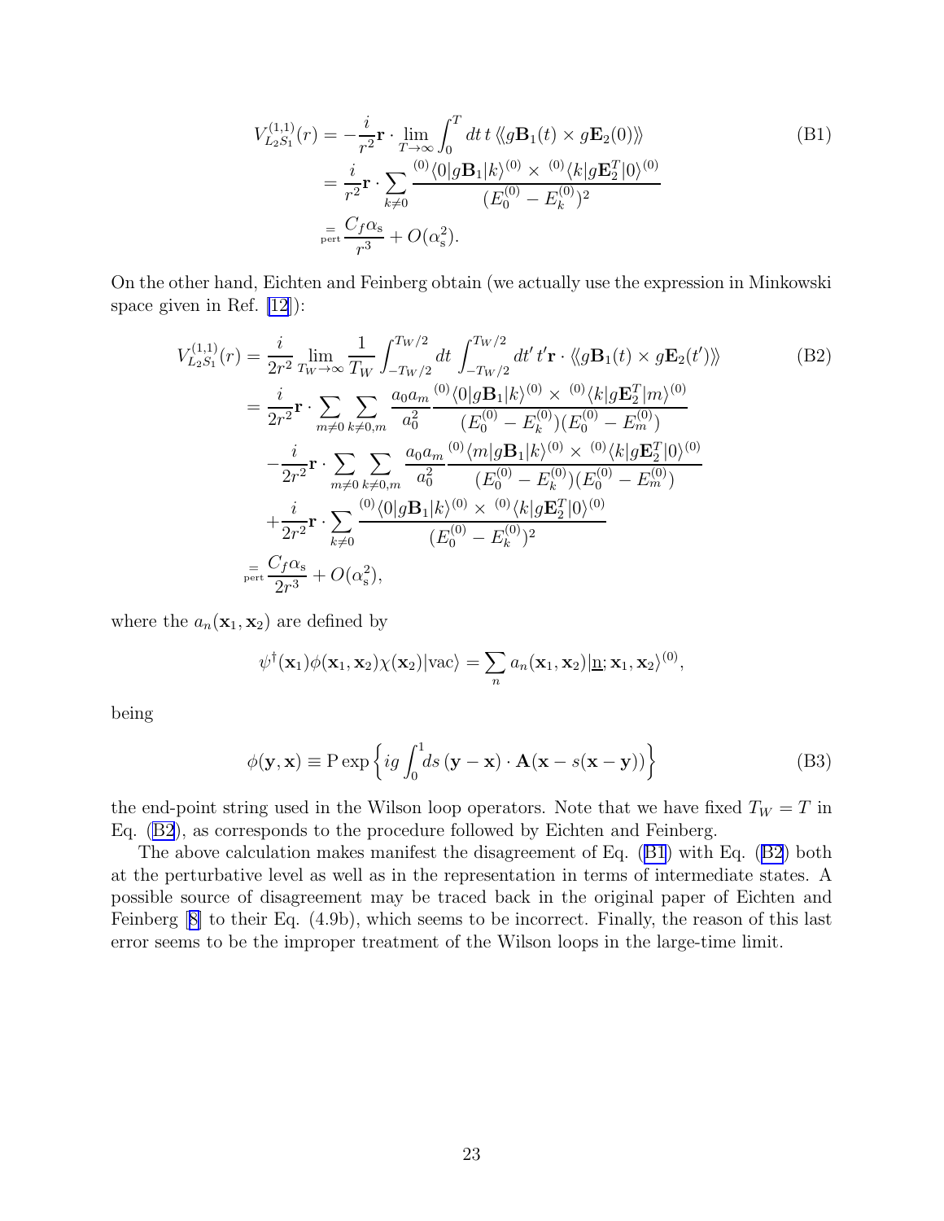$$
\begin{aligned}
V^{(1,1)}_{L_2S_1}(r) &= -\frac{i}{r^2}\mathbf{r}\cdot\lim_{T\to\infty}\int_0^T dt\, t\, \langle\!\langle g\mathbf{B}_1(t)\times g\mathbf{E}_2(0)\rangle\!\rangle \\
&= \frac{i}{r^2}\mathbf{r}\cdot\sum_{k\neq 0}\frac{{}^{(0)}\langle 0|g\mathbf{B}_1|k\rangle^{(0)}\times\, {}^{(0)}\langle k|g\mathbf{E}_2^T|0\rangle^{(0)}}{(E_0^{(0)}-E_k^{(0)})^2} \\
&\underset{\rm pert}{=} \frac{C_f\alpha_{\rm s}}{r^3}+O(\alpha_{\rm s}^2).
\end{aligned}
\tag{B1}
$$

On the other hand, Eichten and Feinberg obtain (we actually use the expression in Minkowski space given in Ref. [12]):

$$
\begin{aligned}
V^{(1,1)}_{L_2S_1}(r) &= \frac{i}{2r^2}\lim_{T_W\to\infty}\frac{1}{T_W}\int_{-T_W/2}^{T_W/2}dt\int_{-T_W/2}^{T_W/2}dt'\, t'\mathbf{r}\cdot\langle\!\langle g\mathbf{B}_1(t)\times g\mathbf{E}_2(t')\rangle\!\rangle \\
&= \frac{i}{2r^2}\mathbf{r}\cdot\sum_{m\neq 0}\sum_{k\neq 0,m}\frac{a_0a_m}{a_0^2}\frac{{}^{(0)}\langle 0|g\mathbf{B}_1|k\rangle^{(0)}\times\, {}^{(0)}\langle k|g\mathbf{E}_2^T|m\rangle^{(0)}}{(E_0^{(0)}-E_k^{(0)})(E_0^{(0)}-E_m^{(0)})} \\
&\quad -\frac{i}{2r^2}\mathbf{r}\cdot\sum_{m\neq 0}\sum_{k\neq 0,m}\frac{a_0a_m}{a_0^2}\frac{{}^{(0)}\langle m|g\mathbf{B}_1|k\rangle^{(0)}\times\, {}^{(0)}\langle k|g\mathbf{E}_2^T|0\rangle^{(0)}}{(E_0^{(0)}-E_k^{(0)})(E_0^{(0)}-E_m^{(0)})} \\
&\quad +\frac{i}{2r^2}\mathbf{r}\cdot\sum_{k\neq 0}\frac{{}^{(0)}\langle 0|g\mathbf{B}_1|k\rangle^{(0)}\times\, {}^{(0)}\langle k|g\mathbf{E}_2^T|0\rangle^{(0)}}{(E_0^{(0)}-E_k^{(0)})^2} \\
&\underset{\rm pert}{=} \frac{C_f\alpha_{\rm s}}{2r^3}+O(\alpha_{\rm s}^2),
\end{aligned}
\tag{B2}
$$

where the $a_n(\mathbf{x}_1,\mathbf{x}_2)$ are defined by

$$
\psi^\dagger(\mathbf{x}_1)\phi(\mathbf{x}_1,\mathbf{x}_2)\chi(\mathbf{x}_2)|\mathrm{vac}\rangle = \sum_n a_n(\mathbf{x}_1,\mathbf{x}_2)|\underline{\mathrm{n}};\mathbf{x}_1,\mathbf{x}_2\rangle^{(0)},
$$

being

$$
\phi(\mathbf{y},\mathbf{x}) \equiv \mathrm{P}\exp\left\{ig\int_0^1 ds\,(\mathbf{y}-\mathbf{x})\cdot\mathbf{A}(\mathbf{x}-s(\mathbf{x}-\mathbf{y}))\right\}
\tag{B3}
$$

the end-point string used in the Wilson loop operators. Note that we have fixed $T_W = T$ in Eq. (B2), as corresponds to the procedure followed by Eichten and Feinberg.

The above calculation makes manifest the disagreement of Eq. (B1) with Eq. (B2) both at the perturbative level as well as in the representation in terms of intermediate states. A possible source of disagreement may be traced back in the original paper of Eichten and Feinberg [8] to their Eq. (4.9b), which seems to be incorrect. Finally, the reason of this last error seems to be the improper treatment of the Wilson loops in the large-time limit.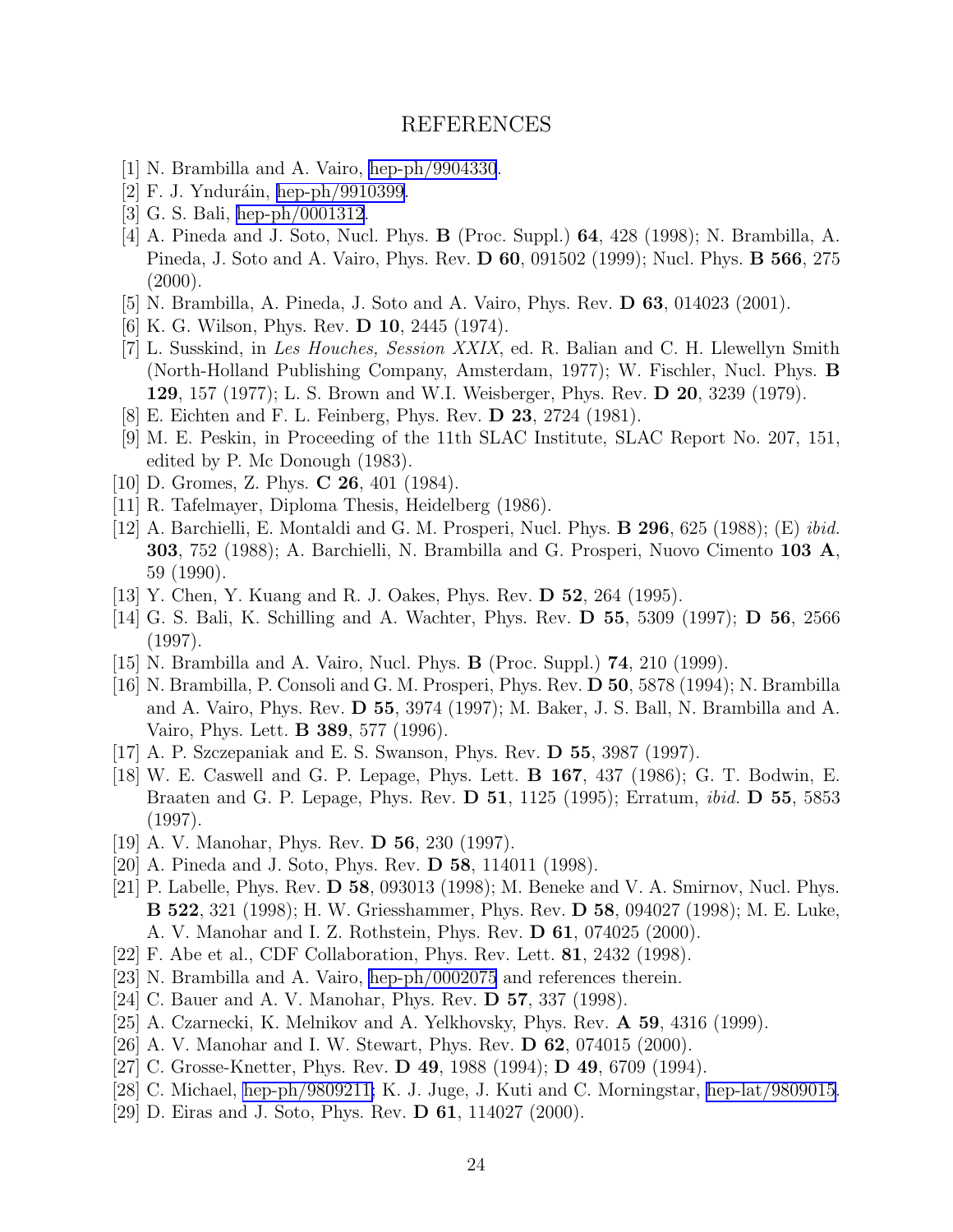# REFERENCES

[1] N. Brambilla and A. Vairo, hep-ph/9904330.

[2] F. J. Ynduráin, hep-ph/9910399.

[3] G. S. Bali, hep-ph/0001312.

[4] A. Pineda and J. Soto, Nucl. Phys. **B** (Proc. Suppl.) **64**, 428 (1998); N. Brambilla, A. Pineda, J. Soto and A. Vairo, Phys. Rev. **D 60**, 091502 (1999); Nucl. Phys. **B 566**, 275 (2000).

[5] N. Brambilla, A. Pineda, J. Soto and A. Vairo, Phys. Rev. **D 63**, 014023 (2001).

[6] K. G. Wilson, Phys. Rev. **D 10**, 2445 (1974).

[7] L. Susskind, in *Les Houches, Session XXIX*, ed. R. Balian and C. H. Llewellyn Smith (North-Holland Publishing Company, Amsterdam, 1977); W. Fischler, Nucl. Phys. **B 129**, 157 (1977); L. S. Brown and W.I. Weisberger, Phys. Rev. **D 20**, 3239 (1979).

[8] E. Eichten and F. L. Feinberg, Phys. Rev. **D 23**, 2724 (1981).

[9] M. E. Peskin, in Proceeding of the 11th SLAC Institute, SLAC Report No. 207, 151, edited by P. Mc Donough (1983).

[10] D. Gromes, Z. Phys. **C 26**, 401 (1984).

[11] R. Tafelmayer, Diploma Thesis, Heidelberg (1986).

[12] A. Barchielli, E. Montaldi and G. M. Prosperi, Nucl. Phys. **B 296**, 625 (1988); (E) *ibid.* **303**, 752 (1988); A. Barchielli, N. Brambilla and G. Prosperi, Nuovo Cimento **103 A**, 59 (1990).

[13] Y. Chen, Y. Kuang and R. J. Oakes, Phys. Rev. **D 52**, 264 (1995).

[14] G. S. Bali, K. Schilling and A. Wachter, Phys. Rev. **D 55**, 5309 (1997); **D 56**, 2566 (1997).

[15] N. Brambilla and A. Vairo, Nucl. Phys. **B** (Proc. Suppl.) **74**, 210 (1999).

[16] N. Brambilla, P. Consoli and G. M. Prosperi, Phys. Rev. **D 50**, 5878 (1994); N. Brambilla and A. Vairo, Phys. Rev. **D 55**, 3974 (1997); M. Baker, J. S. Ball, N. Brambilla and A. Vairo, Phys. Lett. **B 389**, 577 (1996).

[17] A. P. Szczepaniak and E. S. Swanson, Phys. Rev. **D 55**, 3987 (1997).

[18] W. E. Caswell and G. P. Lepage, Phys. Lett. **B 167**, 437 (1986); G. T. Bodwin, E. Braaten and G. P. Lepage, Phys. Rev. **D 51**, 1125 (1995); Erratum, *ibid.* **D 55**, 5853 (1997).

[19] A. V. Manohar, Phys. Rev. **D 56**, 230 (1997).

[20] A. Pineda and J. Soto, Phys. Rev. **D 58**, 114011 (1998).

[21] P. Labelle, Phys. Rev. **D 58**, 093013 (1998); M. Beneke and V. A. Smirnov, Nucl. Phys. **B 522**, 321 (1998); H. W. Griesshammer, Phys. Rev. **D 58**, 094027 (1998); M. E. Luke, A. V. Manohar and I. Z. Rothstein, Phys. Rev. **D 61**, 074025 (2000).

[22] F. Abe et al., CDF Collaboration, Phys. Rev. Lett. **81**, 2432 (1998).

[23] N. Brambilla and A. Vairo, hep-ph/0002075 and references therein.

[24] C. Bauer and A. V. Manohar, Phys. Rev. **D 57**, 337 (1998).

[25] A. Czarnecki, K. Melnikov and A. Yelkhovsky, Phys. Rev. **A 59**, 4316 (1999).

[26] A. V. Manohar and I. W. Stewart, Phys. Rev. **D 62**, 074015 (2000).

[27] C. Grosse-Knetter, Phys. Rev. **D 49**, 1988 (1994); **D 49**, 6709 (1994).

[28] C. Michael, hep-ph/9809211; K. J. Juge, J. Kuti and C. Morningstar, hep-lat/9809015.

[29] D. Eiras and J. Soto, Phys. Rev. **D 61**, 114027 (2000).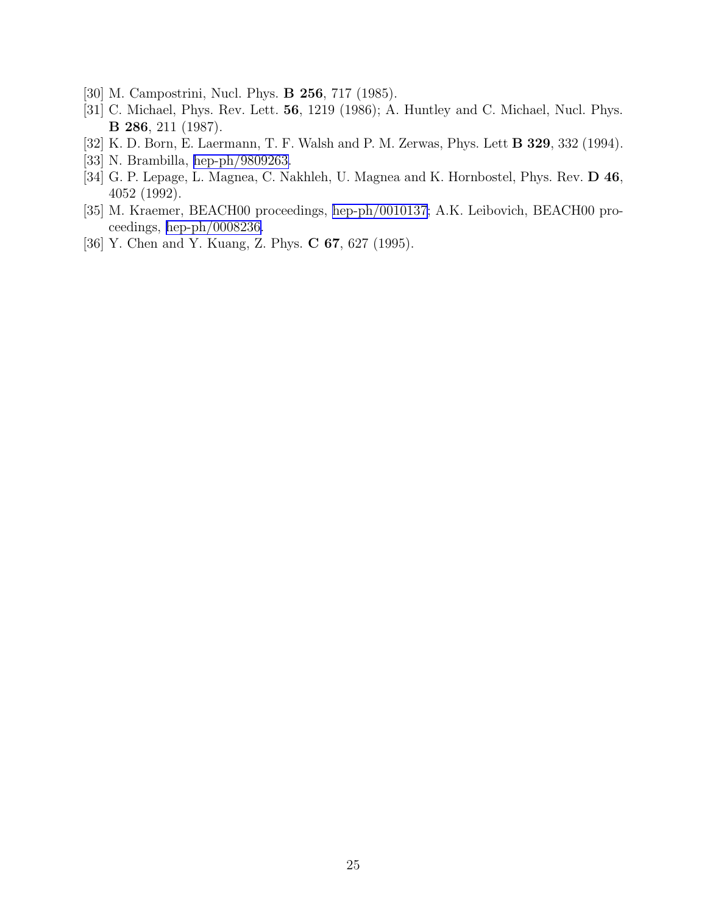[30] M. Campostrini, Nucl. Phys. **B 256**, 717 (1985).

[31] C. Michael, Phys. Rev. Lett. **56**, 1219 (1986); A. Huntley and C. Michael, Nucl. Phys. **B 286**, 211 (1987).

[32] K. D. Born, E. Laermann, T. F. Walsh and P. M. Zerwas, Phys. Lett **B 329**, 332 (1994).

[33] N. Brambilla, hep-ph/9809263.

[34] G. P. Lepage, L. Magnea, C. Nakhleh, U. Magnea and K. Hornbostel, Phys. Rev. **D 46**, 4052 (1992).

[35] M. Kraemer, BEACH00 proceedings, hep-ph/0010137; A.K. Leibovich, BEACH00 proceedings, hep-ph/0008236.

[36] Y. Chen and Y. Kuang, Z. Phys. **C 67**, 627 (1995).